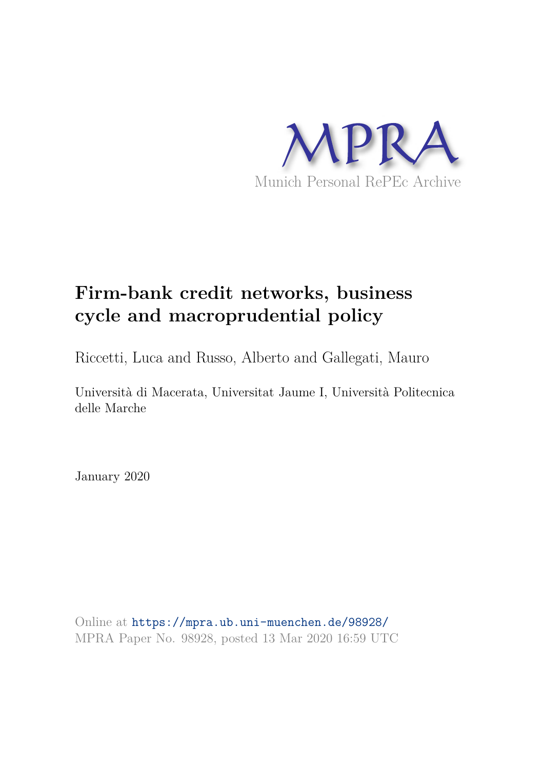MPRA

Munich Personal RePEc Archive

# Firm-bank credit networks, business cycle and macroprudential policy

Riccetti, Luca and Russo, Alberto and Gallegati, Mauro

Università di Macerata, Universitat Jaume I, Università Politecnica delle Marche

January 2020

Online at https://mpra.ub.uni-muenchen.de/98928/
MPRA Paper No. 98928, posted 13 Mar 2020 16:59 UTC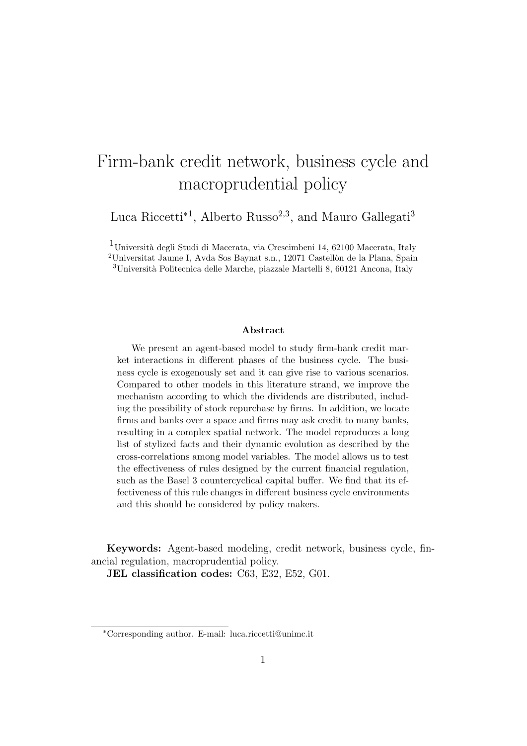// Firm-bank credit network, business cycle and macroprudential policy

Luca Riccetti*[1], Alberto Russo[2,3], and Mauro Gallegati[3]

[1]Università degli Studi di Macerata, via Crescimbeni 14, 62100 Macerata, Italy
[2]Universitat Jaume I, Avda Sos Baynat s.n., 12071 Castellòn de la Plana, Spain
[3]Università Politecnica delle Marche, piazzale Martelli 8, 60121 Ancona, Italy

**Abstract**

We present an agent-based model to study firm-bank credit market interactions in different phases of the business cycle. The business cycle is exogenously set and it can give rise to various scenarios. Compared to other models in this literature strand, we improve the mechanism according to which the dividends are distributed, including the possibility of stock repurchase by firms. In addition, we locate firms and banks over a space and firms may ask credit to many banks, resulting in a complex spatial network. The model reproduces a long list of stylized facts and their dynamic evolution as described by the cross-correlations among model variables. The model allows us to test the effectiveness of rules designed by the current financial regulation, such as the Basel 3 countercyclical capital buffer. We find that its effectiveness of this rule changes in different business cycle environments and this should be considered by policy makers.

**Keywords:** Agent-based modeling, credit network, business cycle, financial regulation, macroprudential policy.
**JEL classification codes:** C63, E32, E52, G01.

*Corresponding author. E-mail: luca.riccetti@unimc.it

# Firm-bank credit network, business cycle and macroprudential policy

Luca Riccetti*[1], Alberto Russo[2,3], and Mauro Gallegati[3]

[1]Università degli Studi di Macerata, via Crescimbeni 14, 62100 Macerata, Italy
[2]Universitat Jaume I, Avda Sos Baynat s.n., 12071 Castellòn de la Plana, Spain
[3]Università Politecnica delle Marche, piazzale Martelli 8, 60121 Ancona, Italy

**Abstract**

We present an agent-based model to study firm-bank credit market interactions in different phases of the business cycle. The business cycle is exogenously set and it can give rise to various scenarios. Compared to other models in this literature strand, we improve the mechanism according to which the dividends are distributed, including the possibility of stock repurchase by firms. In addition, we locate firms and banks over a space and firms may ask credit to many banks, resulting in a complex spatial network. The model reproduces a long list of stylized facts and their dynamic evolution as described by the cross-correlations among model variables. The model allows us to test the effectiveness of rules designed by the current financial regulation, such as the Basel 3 countercyclical capital buffer. We find that its effectiveness of this rule changes in different business cycle environments and this should be considered by policy makers.

**Keywords:** Agent-based modeling, credit network, business cycle, financial regulation, macroprudential policy.
**JEL classification codes:** C63, E32, E52, G01.

*Corresponding author. E-mail: luca.riccetti@unimc.it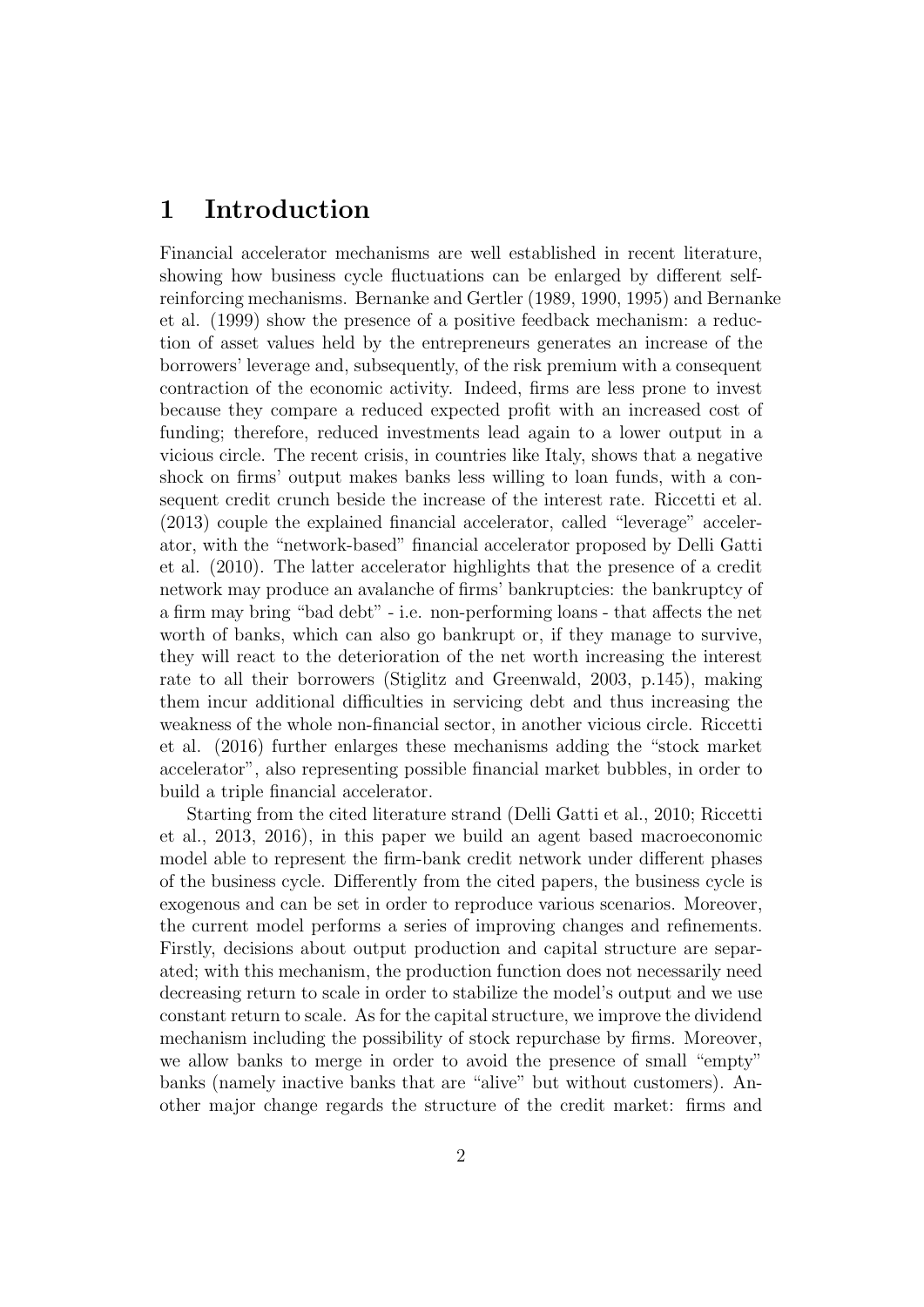# 1 Introduction

Financial accelerator mechanisms are well established in recent literature, showing how business cycle fluctuations can be enlarged by different self-reinforcing mechanisms. Bernanke and Gertler (1989, 1990, 1995) and Bernanke et al. (1999) show the presence of a positive feedback mechanism: a reduction of asset values held by the entrepreneurs generates an increase of the borrowers' leverage and, subsequently, of the risk premium with a consequent contraction of the economic activity. Indeed, firms are less prone to invest because they compare a reduced expected profit with an increased cost of funding; therefore, reduced investments lead again to a lower output in a vicious circle. The recent crisis, in countries like Italy, shows that a negative shock on firms' output makes banks less willing to loan funds, with a consequent credit crunch beside the increase of the interest rate. Riccetti et al. (2013) couple the explained financial accelerator, called "leverage" accelerator, with the "network-based" financial accelerator proposed by Delli Gatti et al. (2010). The latter accelerator highlights that the presence of a credit network may produce an avalanche of firms' bankruptcies: the bankruptcy of a firm may bring "bad debt" - i.e. non-performing loans - that affects the net worth of banks, which can also go bankrupt or, if they manage to survive, they will react to the deterioration of the net worth increasing the interest rate to all their borrowers (Stiglitz and Greenwald, 2003, p.145), making them incur additional difficulties in servicing debt and thus increasing the weakness of the whole non-financial sector, in another vicious circle. Riccetti et al. (2016) further enlarges these mechanisms adding the "stock market accelerator", also representing possible financial market bubbles, in order to build a triple financial accelerator.

Starting from the cited literature strand (Delli Gatti et al., 2010; Riccetti et al., 2013, 2016), in this paper we build an agent based macroeconomic model able to represent the firm-bank credit network under different phases of the business cycle. Differently from the cited papers, the business cycle is exogenous and can be set in order to reproduce various scenarios. Moreover, the current model performs a series of improving changes and refinements. Firstly, decisions about output production and capital structure are separated; with this mechanism, the production function does not necessarily need decreasing return to scale in order to stabilize the model's output and we use constant return to scale. As for the capital structure, we improve the dividend mechanism including the possibility of stock repurchase by firms. Moreover, we allow banks to merge in order to avoid the presence of small "empty" banks (namely inactive banks that are "alive" but without customers). Another major change regards the structure of the credit market: firms and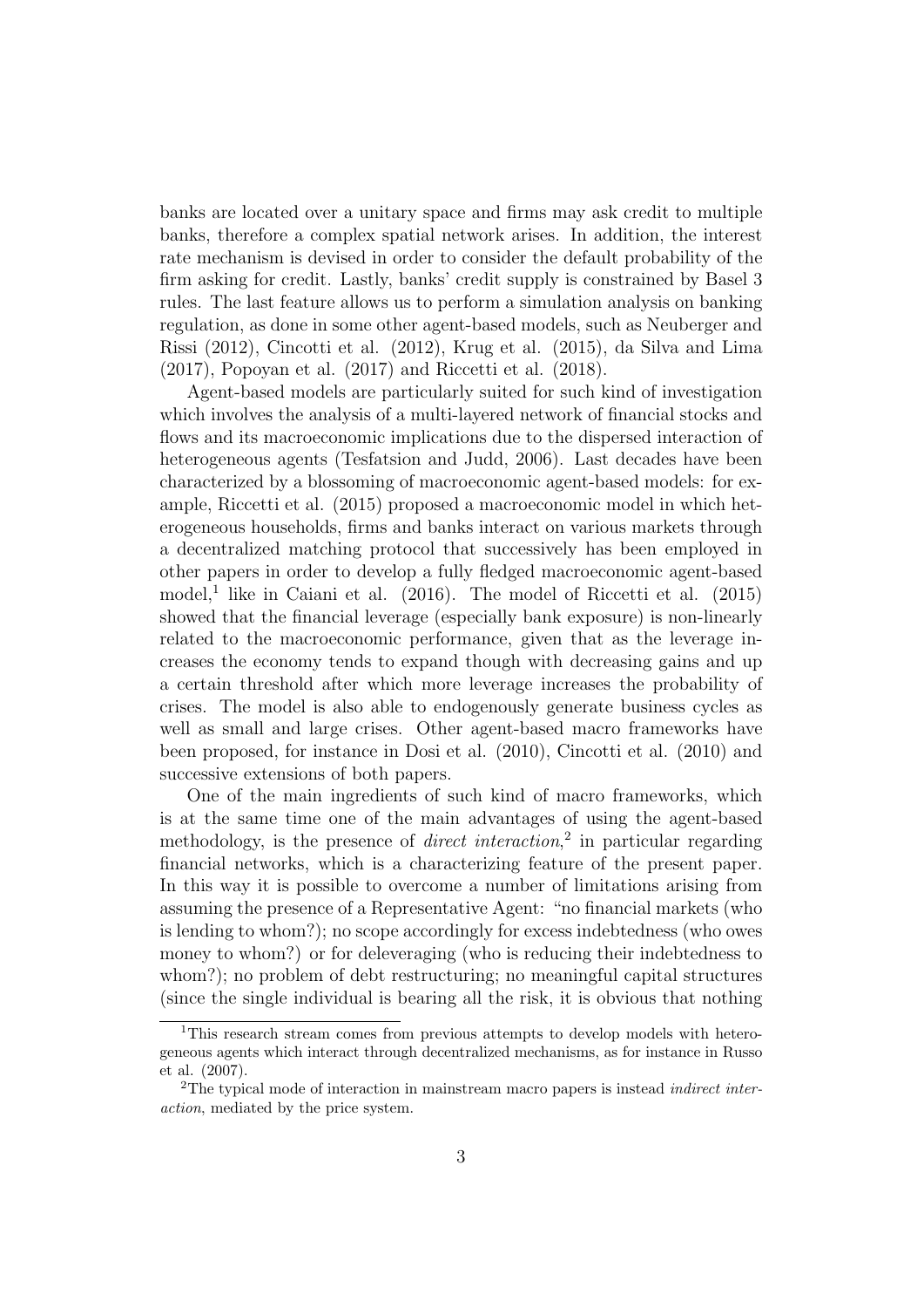banks are located over a unitary space and firms may ask credit to multiple banks, therefore a complex spatial network arises. In addition, the interest rate mechanism is devised in order to consider the default probability of the firm asking for credit. Lastly, banks' credit supply is constrained by Basel 3 rules. The last feature allows us to perform a simulation analysis on banking regulation, as done in some other agent-based models, such as Neuberger and Rissi (2012), Cincotti et al. (2012), Krug et al. (2015), da Silva and Lima (2017), Popoyan et al. (2017) and Riccetti et al. (2018).

Agent-based models are particularly suited for such kind of investigation which involves the analysis of a multi-layered network of financial stocks and flows and its macroeconomic implications due to the dispersed interaction of heterogeneous agents (Tesfatsion and Judd, 2006). Last decades have been characterized by a blossoming of macroeconomic agent-based models: for example, Riccetti et al. (2015) proposed a macroeconomic model in which heterogeneous households, firms and banks interact on various markets through a decentralized matching protocol that successively has been employed in other papers in order to develop a fully fledged macroeconomic agent-based model,[1] like in Caiani et al. (2016). The model of Riccetti et al. (2015) showed that the financial leverage (especially bank exposure) is non-linearly related to the macroeconomic performance, given that as the leverage increases the economy tends to expand though with decreasing gains and up a certain threshold after which more leverage increases the probability of crises. The model is also able to endogenously generate business cycles as well as small and large crises. Other agent-based macro frameworks have been proposed, for instance in Dosi et al. (2010), Cincotti et al. (2010) and successive extensions of both papers.

One of the main ingredients of such kind of macro frameworks, which is at the same time one of the main advantages of using the agent-based methodology, is the presence of *direct interaction*,[2] in particular regarding financial networks, which is a characterizing feature of the present paper. In this way it is possible to overcome a number of limitations arising from assuming the presence of a Representative Agent: "no financial markets (who is lending to whom?); no scope accordingly for excess indebtedness (who owes money to whom?) or for deleveraging (who is reducing their indebtedness to whom?); no problem of debt restructuring; no meaningful capital structures (since the single individual is bearing all the risk, it is obvious that nothing

[1] This research stream comes from previous attempts to develop models with heterogeneous agents which interact through decentralized mechanisms, as for instance in Russo et al. (2007).

[2] The typical mode of interaction in mainstream macro papers is instead *indirect interaction*, mediated by the price system.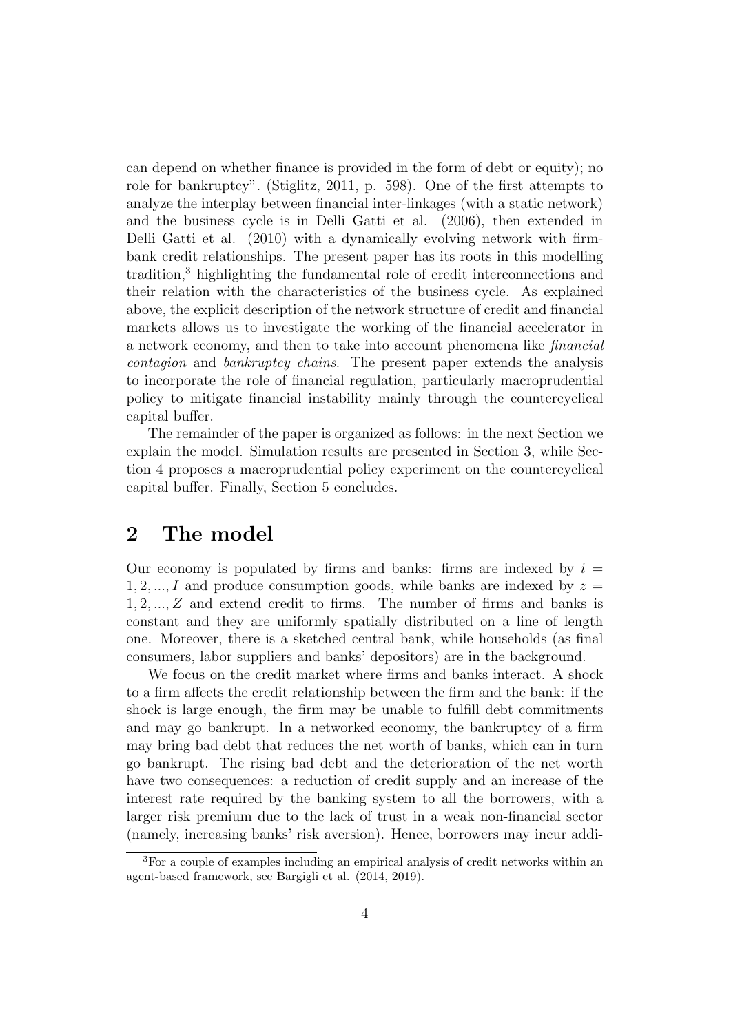can depend on whether finance is provided in the form of debt or equity); no role for bankruptcy". (Stiglitz, 2011, p. 598). One of the first attempts to analyze the interplay between financial inter-linkages (with a static network) and the business cycle is in Delli Gatti et al. (2006), then extended in Delli Gatti et al. (2010) with a dynamically evolving network with firm-bank credit relationships. The present paper has its roots in this modelling tradition,[3] highlighting the fundamental role of credit interconnections and their relation with the characteristics of the business cycle. As explained above, the explicit description of the network structure of credit and financial markets allows us to investigate the working of the financial accelerator in a network economy, and then to take into account phenomena like *financial contagion* and *bankruptcy chains*. The present paper extends the analysis to incorporate the role of financial regulation, particularly macroprudential policy to mitigate financial instability mainly through the countercyclical capital buffer.

The remainder of the paper is organized as follows: in the next Section we explain the model. Simulation results are presented in Section 3, while Section 4 proposes a macroprudential policy experiment on the countercyclical capital buffer. Finally, Section 5 concludes.

## 2 The model

Our economy is populated by firms and banks: firms are indexed by $i = 1, 2, ..., I$ and produce consumption goods, while banks are indexed by $z = 1, 2, ..., Z$ and extend credit to firms. The number of firms and banks is constant and they are uniformly spatially distributed on a line of length one. Moreover, there is a sketched central bank, while households (as final consumers, labor suppliers and banks' depositors) are in the background.

We focus on the credit market where firms and banks interact. A shock to a firm affects the credit relationship between the firm and the bank: if the shock is large enough, the firm may be unable to fulfill debt commitments and may go bankrupt. In a networked economy, the bankruptcy of a firm may bring bad debt that reduces the net worth of banks, which can in turn go bankrupt. The rising bad debt and the deterioration of the net worth have two consequences: a reduction of credit supply and an increase of the interest rate required by the banking system to all the borrowers, with a larger risk premium due to the lack of trust in a weak non-financial sector (namely, increasing banks' risk aversion). Hence, borrowers may incur addi-

[3] For a couple of examples including an empirical analysis of credit networks within an agent-based framework, see Bargigli et al. (2014, 2019).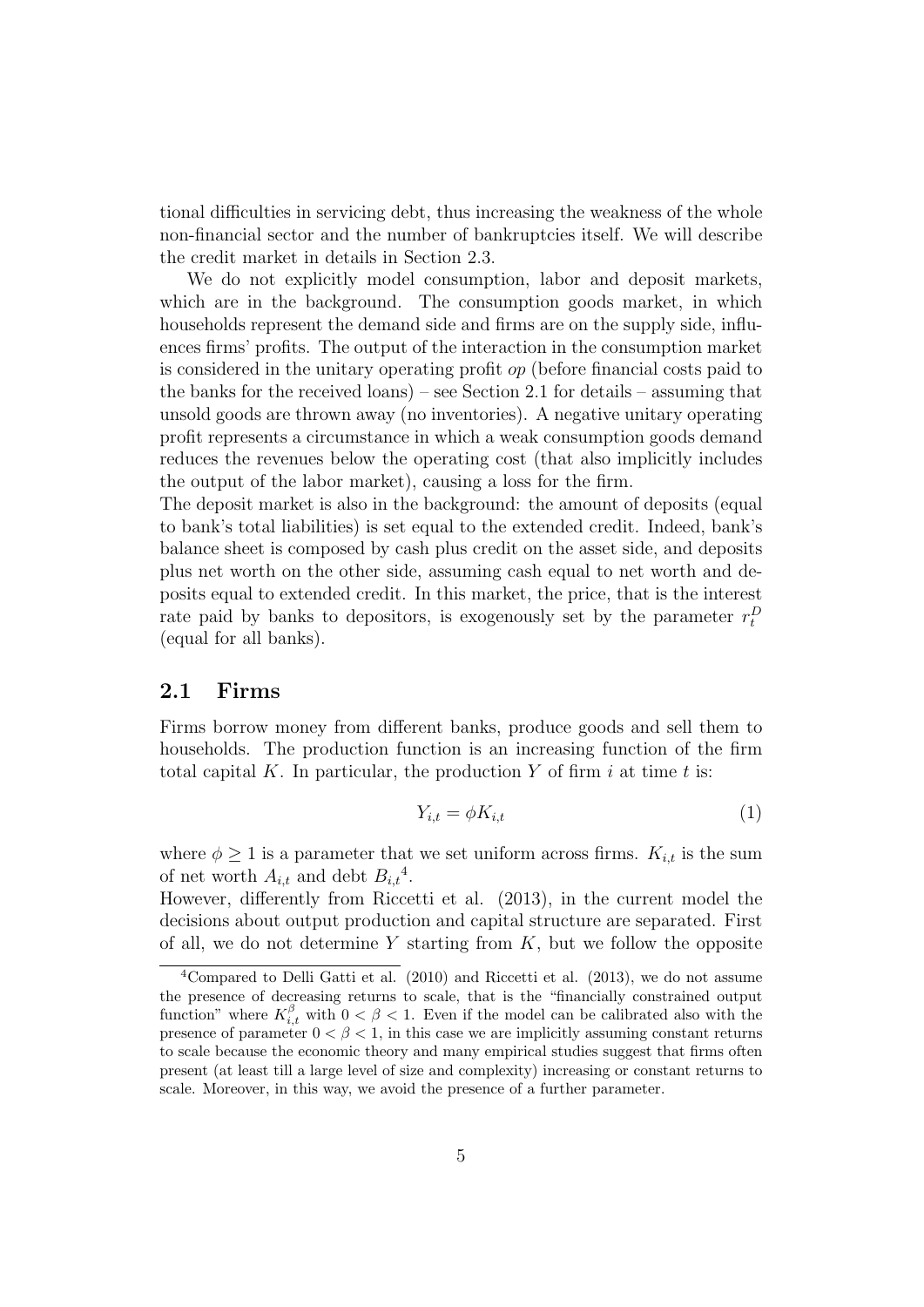tional difficulties in servicing debt, thus increasing the weakness of the whole non-financial sector and the number of bankruptcies itself. We will describe the credit market in details in Section 2.3.

We do not explicitly model consumption, labor and deposit markets, which are in the background. The consumption goods market, in which households represent the demand side and firms are on the supply side, influences firms' profits. The output of the interaction in the consumption market is considered in the unitary operating profit *op* (before financial costs paid to the banks for the received loans) – see Section 2.1 for details – assuming that unsold goods are thrown away (no inventories). A negative unitary operating profit represents a circumstance in which a weak consumption goods demand reduces the revenues below the operating cost (that also implicitly includes the output of the labor market), causing a loss for the firm.

The deposit market is also in the background: the amount of deposits (equal to bank's total liabilities) is set equal to the extended credit. Indeed, bank's balance sheet is composed by cash plus credit on the asset side, and deposits plus net worth on the other side, assuming cash equal to net worth and deposits equal to extended credit. In this market, the price, that is the interest rate paid by banks to depositors, is exogenously set by the parameter $r_t^D$ (equal for all banks).

## 2.1 Firms

Firms borrow money from different banks, produce goods and sell them to households. The production function is an increasing function of the firm total capital $K$. In particular, the production $Y$ of firm $i$ at time $t$ is:

$$Y_{i,t} = \phi K_{i,t} \tag{1}$$

where $\phi \geq 1$ is a parameter that we set uniform across firms. $K_{i,t}$ is the sum of net worth $A_{i,t}$ and debt $B_{i,t}$[4].

However, differently from Riccetti et al. (2013), in the current model the decisions about output production and capital structure are separated. First of all, we do not determine $Y$ starting from $K$, but we follow the opposite

[4] Compared to Delli Gatti et al. (2010) and Riccetti et al. (2013), we do not assume the presence of decreasing returns to scale, that is the "financially constrained output function" where $K_{i,t}^{\beta}$ with $0 < \beta < 1$. Even if the model can be calibrated also with the presence of parameter $0 < \beta < 1$, in this case we are implicitly assuming constant returns to scale because the economic theory and many empirical studies suggest that firms often present (at least till a large level of size and complexity) increasing or constant returns to scale. Moreover, in this way, we avoid the presence of a further parameter.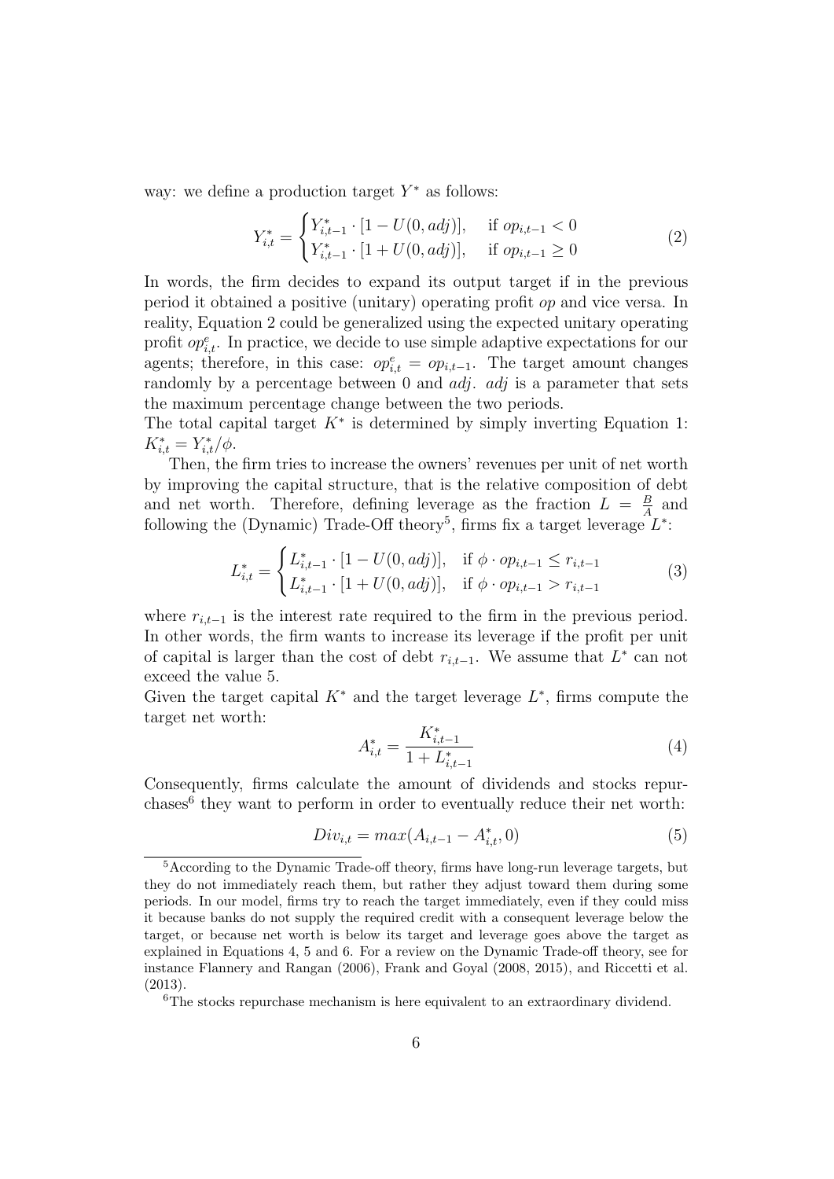way: we define a production target $Y^*$ as follows:

$$Y_{i,t}^* = \begin{cases} Y_{i,t-1}^* \cdot [1 - U(0, adj)], & \text{if } op_{i,t-1} < 0 \\ Y_{i,t-1}^* \cdot [1 + U(0, adj)], & \text{if } op_{i,t-1} \geq 0 \end{cases} \tag{2}$$

In words, the firm decides to expand its output target if in the previous period it obtained a positive (unitary) operating profit *op* and vice versa. In reality, Equation 2 could be generalized using the expected unitary operating profit $op_{i,t}^e$. In practice, we decide to use simple adaptive expectations for our agents; therefore, in this case: $op_{i,t}^e = op_{i,t-1}$. The target amount changes randomly by a percentage between 0 and *adj*. *adj* is a parameter that sets the maximum percentage change between the two periods.
The total capital target $K^*$ is determined by simply inverting Equation 1: $K_{i,t}^* = Y_{i,t}^*/\phi$.

Then, the firm tries to increase the owners' revenues per unit of net worth by improving the capital structure, that is the relative composition of debt and net worth. Therefore, defining leverage as the fraction $L = \frac{B}{A}$ and following the (Dynamic) Trade-Off theory[5], firms fix a target leverage $L^*$:

$$L_{i,t}^* = \begin{cases} L_{i,t-1}^* \cdot [1 - U(0, adj)], & \text{if } \phi \cdot op_{i,t-1} \leq r_{i,t-1} \\ L_{i,t-1}^* \cdot [1 + U(0, adj)], & \text{if } \phi \cdot op_{i,t-1} > r_{i,t-1} \end{cases} \tag{3}$$

where $r_{i,t-1}$ is the interest rate required to the firm in the previous period. In other words, the firm wants to increase its leverage if the profit per unit of capital is larger than the cost of debt $r_{i,t-1}$. We assume that $L^*$ can not exceed the value 5.
Given the target capital $K^*$ and the target leverage $L^*$, firms compute the target net worth:

$$A_{i,t}^* = \frac{K_{i,t-1}^*}{1 + L_{i,t-1}^*} \tag{4}$$

Consequently, firms calculate the amount of dividends and stocks repurchases[6] they want to perform in order to eventually reduce their net worth:

$$Div_{i,t} = max(A_{i,t-1} - A_{i,t}^*, 0) \tag{5}$$

[5] According to the Dynamic Trade-off theory, firms have long-run leverage targets, but they do not immediately reach them, but rather they adjust toward them during some periods. In our model, firms try to reach the target immediately, even if they could miss it because banks do not supply the required credit with a consequent leverage below the target, or because net worth is below its target and leverage goes above the target as explained in Equations 4, 5 and 6. For a review on the Dynamic Trade-off theory, see for instance Flannery and Rangan (2006), Frank and Goyal (2008, 2015), and Riccetti et al. (2013).

[6] The stocks repurchase mechanism is here equivalent to an extraordinary dividend.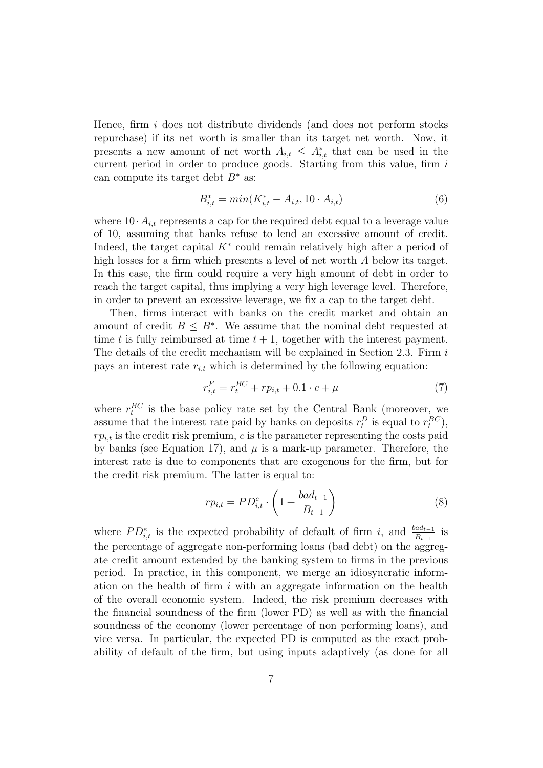Hence, firm $i$ does not distribute dividends (and does not perform stocks repurchase) if its net worth is smaller than its target net worth. Now, it presents a new amount of net worth $A_{i,t} \leq A^*_{i,t}$ that can be used in the current period in order to produce goods. Starting from this value, firm $i$ can compute its target debt $B^*$ as:

$$B^*_{i,t} = min(K^*_{i,t} - A_{i,t}, 10 \cdot A_{i,t}) \tag{6}$$

where $10 \cdot A_{i,t}$ represents a cap for the required debt equal to a leverage value of 10, assuming that banks refuse to lend an excessive amount of credit. Indeed, the target capital $K^*$ could remain relatively high after a period of high losses for a firm which presents a level of net worth $A$ below its target. In this case, the firm could require a very high amount of debt in order to reach the target capital, thus implying a very high leverage level. Therefore, in order to prevent an excessive leverage, we fix a cap to the target debt.

Then, firms interact with banks on the credit market and obtain an amount of credit $B \leq B^*$. We assume that the nominal debt requested at time $t$ is fully reimbursed at time $t+1$, together with the interest payment. The details of the credit mechanism will be explained in Section 2.3. Firm $i$ pays an interest rate $r_{i,t}$ which is determined by the following equation:

$$r^F_{i,t} = r^{BC}_t + rp_{i,t} + 0.1 \cdot c + \mu \tag{7}$$

where $r^{BC}_t$ is the base policy rate set by the Central Bank (moreover, we assume that the interest rate paid by banks on deposits $r^D_t$ is equal to $r^{BC}_t$), $rp_{i,t}$ is the credit risk premium, $c$ is the parameter representing the costs paid by banks (see Equation 17), and $\mu$ is a mark-up parameter. Therefore, the interest rate is due to components that are exogenous for the firm, but for the credit risk premium. The latter is equal to:

$$rp_{i,t} = PD^e_{i,t} \cdot \left(1 + \frac{bad_{t-1}}{B_{t-1}}\right) \tag{8}$$

where $PD^e_{i,t}$ is the expected probability of default of firm $i$, and $\frac{bad_{t-1}}{B_{t-1}}$ is the percentage of aggregate non-performing loans (bad debt) on the aggregate credit amount extended by the banking system to firms in the previous period. In practice, in this component, we merge an idiosyncratic information on the health of firm $i$ with an aggregate information on the health of the overall economic system. Indeed, the risk premium decreases with the financial soundness of the firm (lower PD) as well as with the financial soundness of the economy (lower percentage of non performing loans), and vice versa. In particular, the expected PD is computed as the exact probability of default of the firm, but using inputs adaptively (as done for all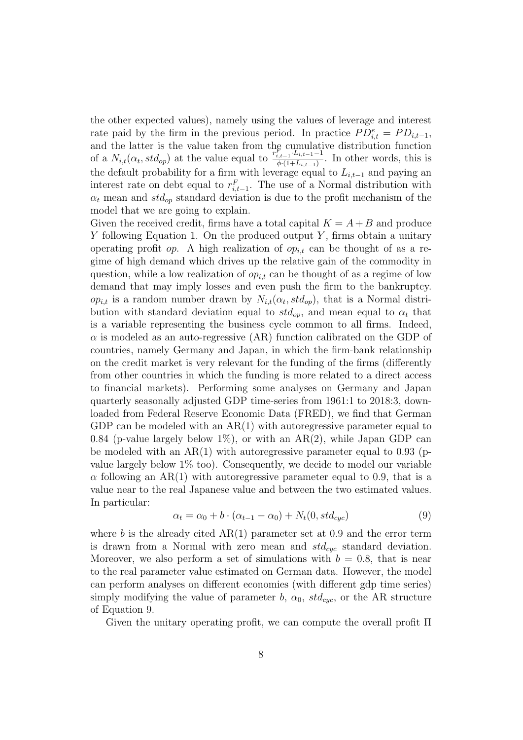the other expected values), namely using the values of leverage and interest rate paid by the firm in the previous period. In practice $PD^e_{i,t} = PD_{i,t-1}$, and the latter is the value taken from the cumulative distribution function of a $N_{i,t}(\alpha_t, std_{op})$ at the value equal to $\frac{r^F_{i,t-1} \cdot L_{i,t-1} - 1}{\phi \cdot (1+L_{i,t-1})}$. In other words, this is the default probability for a firm with leverage equal to $L_{i,t-1}$ and paying an interest rate on debt equal to $r^F_{i,t-1}$. The use of a Normal distribution with $\alpha_t$ mean and $std_{op}$ standard deviation is due to the profit mechanism of the model that we are going to explain.

Given the received credit, firms have a total capital $K = A + B$ and produce $Y$ following Equation 1. On the produced output $Y$, firms obtain a unitary operating profit $op$. A high realization of $op_{i,t}$ can be thought of as a regime of high demand which drives up the relative gain of the commodity in question, while a low realization of $op_{i,t}$ can be thought of as a regime of low demand that may imply losses and even push the firm to the bankruptcy. $op_{i,t}$ is a random number drawn by $N_{i,t}(\alpha_t, std_{op})$, that is a Normal distribution with standard deviation equal to $std_{op}$, and mean equal to $\alpha_t$ that is a variable representing the business cycle common to all firms. Indeed, $\alpha$ is modeled as an auto-regressive (AR) function calibrated on the GDP of countries, namely Germany and Japan, in which the firm-bank relationship on the credit market is very relevant for the funding of the firms (differently from other countries in which the funding is more related to a direct access to financial markets). Performing some analyses on Germany and Japan quarterly seasonally adjusted GDP time-series from 1961:1 to 2018:3, downloaded from Federal Reserve Economic Data (FRED), we find that German GDP can be modeled with an AR(1) with autoregressive parameter equal to 0.84 (p-value largely below 1%), or with an AR(2), while Japan GDP can be modeled with an AR(1) with autoregressive parameter equal to 0.93 (p-value largely below 1% too). Consequently, we decide to model our variable $\alpha$ following an AR(1) with autoregressive parameter equal to 0.9, that is a value near to the real Japanese value and between the two estimated values. In particular:

$$\alpha_t = \alpha_0 + b \cdot (\alpha_{t-1} - \alpha_0) + N_t(0, std_{cyc}) \tag{9}$$

where $b$ is the already cited AR(1) parameter set at 0.9 and the error term is drawn from a Normal with zero mean and $std_{cyc}$ standard deviation. Moreover, we also perform a set of simulations with $b = 0.8$, that is near to the real parameter value estimated on German data. However, the model can perform analyses on different economies (with different gdp time series) simply modifying the value of parameter $b$, $\alpha_0$, $std_{cyc}$, or the AR structure of Equation 9.

Given the unitary operating profit, we can compute the overall profit $\Pi$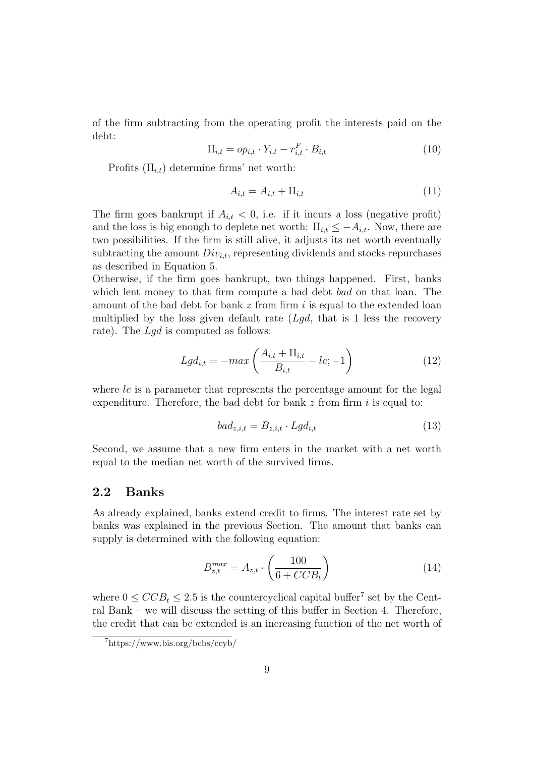of the firm subtracting from the operating profit the interests paid on the debt:

$$\Pi_{i,t} = op_{i,t} \cdot Y_{i,t} - r^F_{i,t} \cdot B_{i,t} \tag{10}$$

Profits ($\Pi_{i,t}$) determine firms' net worth:

$$A_{i,t} = A_{i,t} + \Pi_{i,t} \tag{11}$$

The firm goes bankrupt if $A_{i,t} < 0$, i.e. if it incurs a loss (negative profit) and the loss is big enough to deplete net worth: $\Pi_{i,t} \leq -A_{i,t}$. Now, there are two possibilities. If the firm is still alive, it adjusts its net worth eventually subtracting the amount $Div_{i,t}$, representing dividends and stocks repurchases as described in Equation 5.

Otherwise, if the firm goes bankrupt, two things happened. First, banks which lent money to that firm compute a bad debt *bad* on that loan. The amount of the bad debt for bank $z$ from firm $i$ is equal to the extended loan multiplied by the loss given default rate ($Lgd$, that is 1 less the recovery rate). The $Lgd$ is computed as follows:

$$Lgd_{i,t} = -max\left(\frac{A_{i,t} + \Pi_{i,t}}{B_{i,t}} - le; -1\right) \tag{12}$$

where $le$ is a parameter that represents the percentage amount for the legal expenditure. Therefore, the bad debt for bank $z$ from firm $i$ is equal to:

$$bad_{z,i,t} = B_{z,i,t} \cdot Lgd_{i,t} \tag{13}$$

Second, we assume that a new firm enters in the market with a net worth equal to the median net worth of the survived firms.

## 2.2 Banks

As already explained, banks extend credit to firms. The interest rate set by banks was explained in the previous Section. The amount that banks can supply is determined with the following equation:

$$B^{max}_{z,t} = A_{z,t} \cdot \left(\frac{100}{6 + CCB_t}\right) \tag{14}$$

where $0 \leq CCB_t \leq 2.5$ is the countercyclical capital buffer[7] set by the Central Bank – we will discuss the setting of this buffer in Section 4. Therefore, the credit that can be extended is an increasing function of the net worth of

[7] https://www.bis.org/bcbs/ccyb/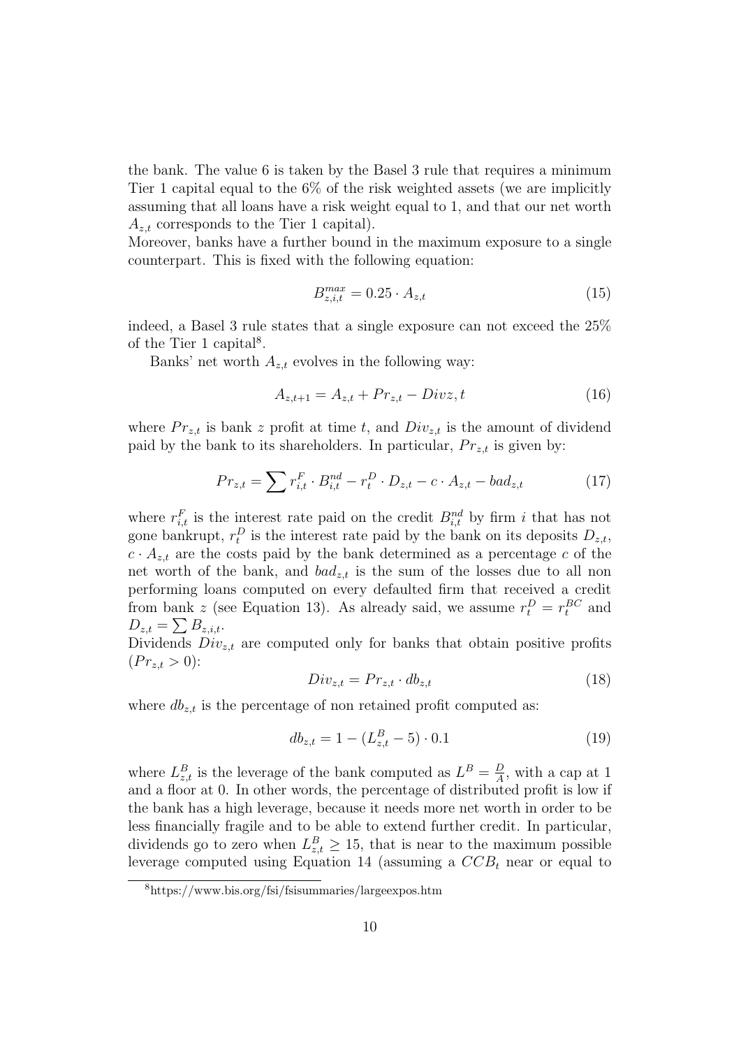the bank. The value 6 is taken by the Basel 3 rule that requires a minimum Tier 1 capital equal to the 6% of the risk weighted assets (we are implicitly assuming that all loans have a risk weight equal to 1, and that our net worth $A_{z,t}$ corresponds to the Tier 1 capital).
Moreover, banks have a further bound in the maximum exposure to a single counterpart. This is fixed with the following equation:

$$B_{z,i,t}^{max} = 0.25 \cdot A_{z,t} \tag{15}$$

indeed, a Basel 3 rule states that a single exposure can not exceed the 25% of the Tier 1 capital[8].

Banks' net worth $A_{z,t}$ evolves in the following way:

$$A_{z,t+1} = A_{z,t} + Pr_{z,t} - Divz, t \tag{16}$$

where $Pr_{z,t}$ is bank $z$ profit at time $t$, and $Div_{z,t}$ is the amount of dividend paid by the bank to its shareholders. In particular, $Pr_{z,t}$ is given by:

$$Pr_{z,t} = \sum r_{i,t}^F \cdot B_{i,t}^{nd} - r_t^D \cdot D_{z,t} - c \cdot A_{z,t} - bad_{z,t} \tag{17}$$

where $r_{i,t}^F$ is the interest rate paid on the credit $B_{i,t}^{nd}$ by firm $i$ that has not gone bankrupt, $r_t^D$ is the interest rate paid by the bank on its deposits $D_{z,t}$, $c \cdot A_{z,t}$ are the costs paid by the bank determined as a percentage $c$ of the net worth of the bank, and $bad_{z,t}$ is the sum of the losses due to all non performing loans computed on every defaulted firm that received a credit from bank $z$ (see Equation 13). As already said, we assume $r_t^D = r_t^{BC}$ and $D_{z,t} = \sum B_{z,i,t}$.
Dividends $Div_{z,t}$ are computed only for banks that obtain positive profits ($Pr_{z,t} > 0$):

$$Div_{z,t} = Pr_{z,t} \cdot db_{z,t} \tag{18}$$

where $db_{z,t}$ is the percentage of non retained profit computed as:

$$db_{z,t} = 1 - (L_{z,t}^B - 5) \cdot 0.1 \tag{19}$$

where $L_{z,t}^B$ is the leverage of the bank computed as $L^B = \frac{D}{A}$, with a cap at 1 and a floor at 0. In other words, the percentage of distributed profit is low if the bank has a high leverage, because it needs more net worth in order to be less financially fragile and to be able to extend further credit. In particular, dividends go to zero when $L_{z,t}^B \geq 15$, that is near to the maximum possible leverage computed using Equation 14 (assuming a $CCB_t$ near or equal to

[8] https://www.bis.org/fsi/fsisummaries/largeexpos.htm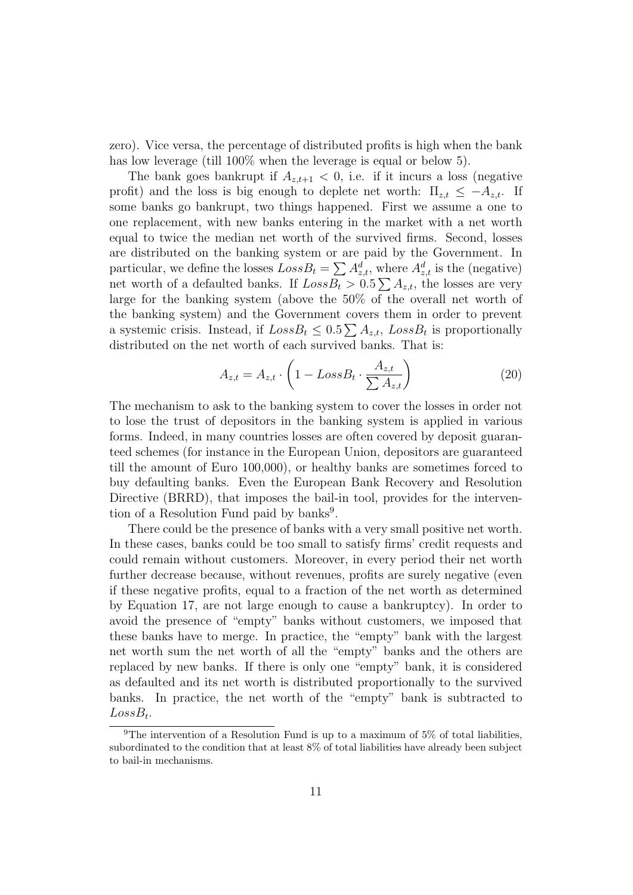zero). Vice versa, the percentage of distributed profits is high when the bank has low leverage (till 100% when the leverage is equal or below 5).

The bank goes bankrupt if $A_{z,t+1} < 0$, i.e. if it incurs a loss (negative profit) and the loss is big enough to deplete net worth: $\Pi_{z,t} \leq -A_{z,t}$. If some banks go bankrupt, two things happened. First we assume a one to one replacement, with new banks entering in the market with a net worth equal to twice the median net worth of the survived firms. Second, losses are distributed on the banking system or are paid by the Government. In particular, we define the losses $LossB_t = \sum A^d_{z,t}$, where $A^d_{z,t}$ is the (negative) net worth of a defaulted banks. If $LossB_t > 0.5 \sum A_{z,t}$, the losses are very large for the banking system (above the 50% of the overall net worth of the banking system) and the Government covers them in order to prevent a systemic crisis. Instead, if $LossB_t \leq 0.5 \sum A_{z,t}$, $LossB_t$ is proportionally distributed on the net worth of each survived banks. That is:

$$A_{z,t} = A_{z,t} \cdot \left(1 - LossB_t \cdot \frac{A_{z,t}}{\sum A_{z,t}}\right) \tag{20}$$

The mechanism to ask to the banking system to cover the losses in order not to lose the trust of depositors in the banking system is applied in various forms. Indeed, in many countries losses are often covered by deposit guaranteed schemes (for instance in the European Union, depositors are guaranteed till the amount of Euro 100,000), or healthy banks are sometimes forced to buy defaulting banks. Even the European Bank Recovery and Resolution Directive (BRRD), that imposes the bail-in tool, provides for the intervention of a Resolution Fund paid by banks[9].

There could be the presence of banks with a very small positive net worth. In these cases, banks could be too small to satisfy firms' credit requests and could remain without customers. Moreover, in every period their net worth further decrease because, without revenues, profits are surely negative (even if these negative profits, equal to a fraction of the net worth as determined by Equation 17, are not large enough to cause a bankruptcy). In order to avoid the presence of "empty" banks without customers, we imposed that these banks have to merge. In practice, the "empty" bank with the largest net worth sum the net worth of all the "empty" banks and the others are replaced by new banks. If there is only one "empty" bank, it is considered as defaulted and its net worth is distributed proportionally to the survived banks. In practice, the net worth of the "empty" bank is subtracted to $LossB_t$.

[9] The intervention of a Resolution Fund is up to a maximum of 5% of total liabilities, subordinated to the condition that at least 8% of total liabilities have already been subject to bail-in mechanisms.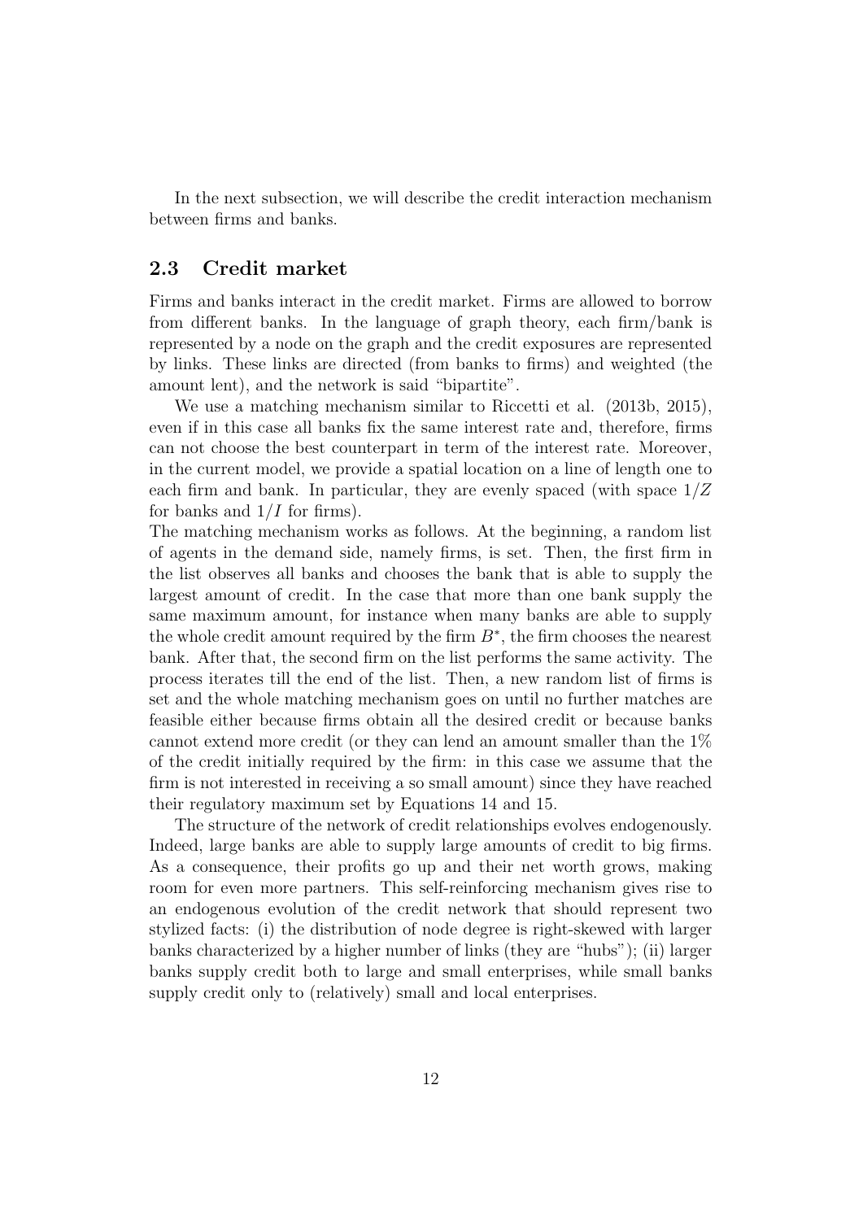In the next subsection, we will describe the credit interaction mechanism between firms and banks.

### 2.3 Credit market

Firms and banks interact in the credit market. Firms are allowed to borrow from different banks. In the language of graph theory, each firm/bank is represented by a node on the graph and the credit exposures are represented by links. These links are directed (from banks to firms) and weighted (the amount lent), and the network is said "bipartite".

We use a matching mechanism similar to Riccetti et al. (2013b, 2015), even if in this case all banks fix the same interest rate and, therefore, firms can not choose the best counterpart in term of the interest rate. Moreover, in the current model, we provide a spatial location on a line of length one to each firm and bank. In particular, they are evenly spaced (with space $1/Z$ for banks and $1/I$ for firms).

The matching mechanism works as follows. At the beginning, a random list of agents in the demand side, namely firms, is set. Then, the first firm in the list observes all banks and chooses the bank that is able to supply the largest amount of credit. In the case that more than one bank supply the same maximum amount, for instance when many banks are able to supply the whole credit amount required by the firm $B^*$, the firm chooses the nearest bank. After that, the second firm on the list performs the same activity. The process iterates till the end of the list. Then, a new random list of firms is set and the whole matching mechanism goes on until no further matches are feasible either because firms obtain all the desired credit or because banks cannot extend more credit (or they can lend an amount smaller than the 1% of the credit initially required by the firm: in this case we assume that the firm is not interested in receiving a so small amount) since they have reached their regulatory maximum set by Equations 14 and 15.

The structure of the network of credit relationships evolves endogenously. Indeed, large banks are able to supply large amounts of credit to big firms. As a consequence, their profits go up and their net worth grows, making room for even more partners. This self-reinforcing mechanism gives rise to an endogenous evolution of the credit network that should represent two stylized facts: (i) the distribution of node degree is right-skewed with larger banks characterized by a higher number of links (they are "hubs"); (ii) larger banks supply credit both to large and small enterprises, while small banks supply credit only to (relatively) small and local enterprises.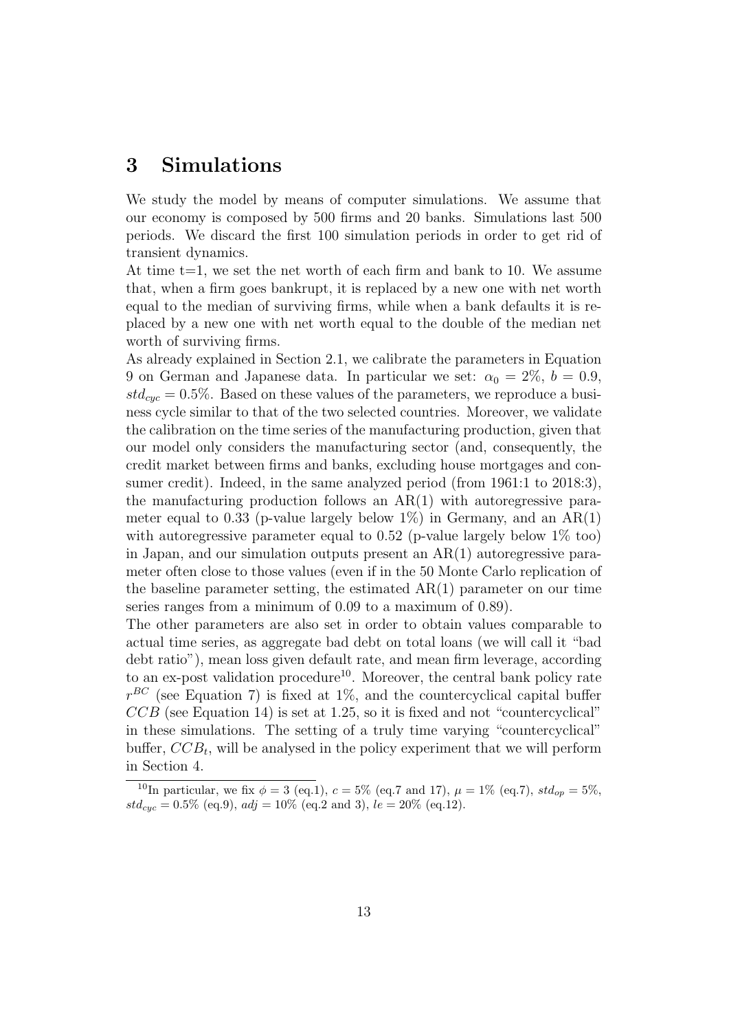# 3 Simulations

We study the model by means of computer simulations. We assume that our economy is composed by 500 firms and 20 banks. Simulations last 500 periods. We discard the first 100 simulation periods in order to get rid of transient dynamics.

At time t=1, we set the net worth of each firm and bank to 10. We assume that, when a firm goes bankrupt, it is replaced by a new one with net worth equal to the median of surviving firms, while when a bank defaults it is replaced by a new one with net worth equal to the double of the median net worth of surviving firms.

As already explained in Section 2.1, we calibrate the parameters in Equation 9 on German and Japanese data. In particular we set: $\alpha_0 = 2\%$, $b = 0.9$, $std_{cyc} = 0.5\%$. Based on these values of the parameters, we reproduce a business cycle similar to that of the two selected countries. Moreover, we validate the calibration on the time series of the manufacturing production, given that our model only considers the manufacturing sector (and, consequently, the credit market between firms and banks, excluding house mortgages and consumer credit). Indeed, in the same analyzed period (from 1961:1 to 2018:3), the manufacturing production follows an AR(1) with autoregressive parameter equal to 0.33 (p-value largely below 1%) in Germany, and an AR(1) with autoregressive parameter equal to 0.52 (p-value largely below 1% too) in Japan, and our simulation outputs present an AR(1) autoregressive parameter often close to those values (even if in the 50 Monte Carlo replication of the baseline parameter setting, the estimated AR(1) parameter on our time series ranges from a minimum of 0.09 to a maximum of 0.89).

The other parameters are also set in order to obtain values comparable to actual time series, as aggregate bad debt on total loans (we will call it "bad debt ratio"), mean loss given default rate, and mean firm leverage, according to an ex-post validation procedure[10]. Moreover, the central bank policy rate $r^{BC}$ (see Equation 7) is fixed at 1%, and the countercyclical capital buffer $CCB$ (see Equation 14) is set at 1.25, so it is fixed and not "countercyclical" in these simulations. The setting of a truly time varying "countercyclical" buffer, $CCB_t$, will be analysed in the policy experiment that we will perform in Section 4.

[10] In particular, we fix $\phi = 3$ (eq.1), $c = 5\%$ (eq.7 and 17), $\mu = 1\%$ (eq.7), $std_{op} = 5\%$, $std_{cyc} = 0.5\%$ (eq.9), $adj = 10\%$ (eq.2 and 3), $le = 20\%$ (eq.12).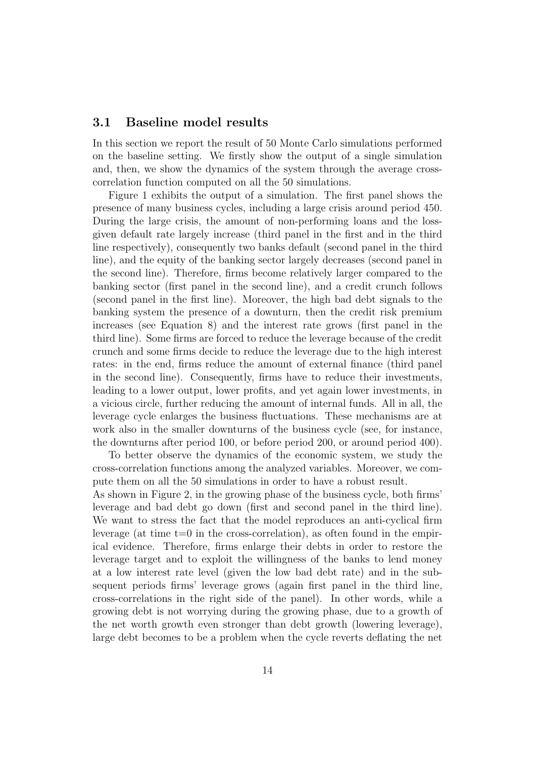### 3.1 Baseline model results

In this section we report the result of 50 Monte Carlo simulations performed on the baseline setting. We firstly show the output of a single simulation and, then, we show the dynamics of the system through the average cross-correlation function computed on all the 50 simulations.

Figure 1 exhibits the output of a simulation. The first panel shows the presence of many business cycles, including a large crisis around period 450. During the large crisis, the amount of non-performing loans and the loss-given default rate largely increase (third panel in the first and in the third line respectively), consequently two banks default (second panel in the third line), and the equity of the banking sector largely decreases (second panel in the second line). Therefore, firms become relatively larger compared to the banking sector (first panel in the second line), and a credit crunch follows (second panel in the first line). Moreover, the high bad debt signals to the banking system the presence of a downturn, then the credit risk premium increases (see Equation 8) and the interest rate grows (first panel in the third line). Some firms are forced to reduce the leverage because of the credit crunch and some firms decide to reduce the leverage due to the high interest rates: in the end, firms reduce the amount of external finance (third panel in the second line). Consequently, firms have to reduce their investments, leading to a lower output, lower profits, and yet again lower investments, in a vicious circle, further reducing the amount of internal funds. All in all, the leverage cycle enlarges the business fluctuations. These mechanisms are at work also in the smaller downturns of the business cycle (see, for instance, the downturns after period 100, or before period 200, or around period 400).

To better observe the dynamics of the economic system, we study the cross-correlation functions among the analyzed variables. Moreover, we compute them on all the 50 simulations in order to have a robust result.
As shown in Figure 2, in the growing phase of the business cycle, both firms' leverage and bad debt go down (first and second panel in the third line). We want to stress the fact that the model reproduces an anti-cyclical firm leverage (at time t=0 in the cross-correlation), as often found in the empirical evidence. Therefore, firms enlarge their debts in order to restore the leverage target and to exploit the willingness of the banks to lend money at a low interest rate level (given the low bad debt rate) and in the subsequent periods firms' leverage grows (again first panel in the third line, cross-correlations in the right side of the panel). In other words, while a growing debt is not worrying during the growing phase, due to a growth of the net worth growth even stronger than debt growth (lowering leverage), large debt becomes to be a problem when the cycle reverts deflating the net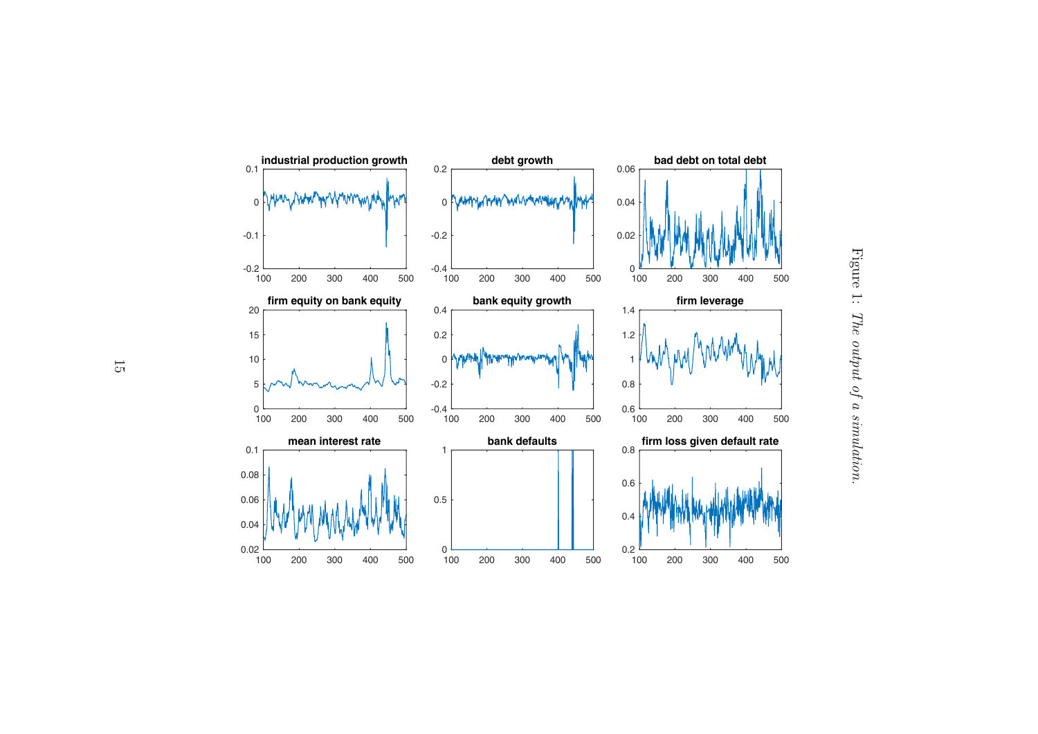Figure 1: *The output of a simulation.*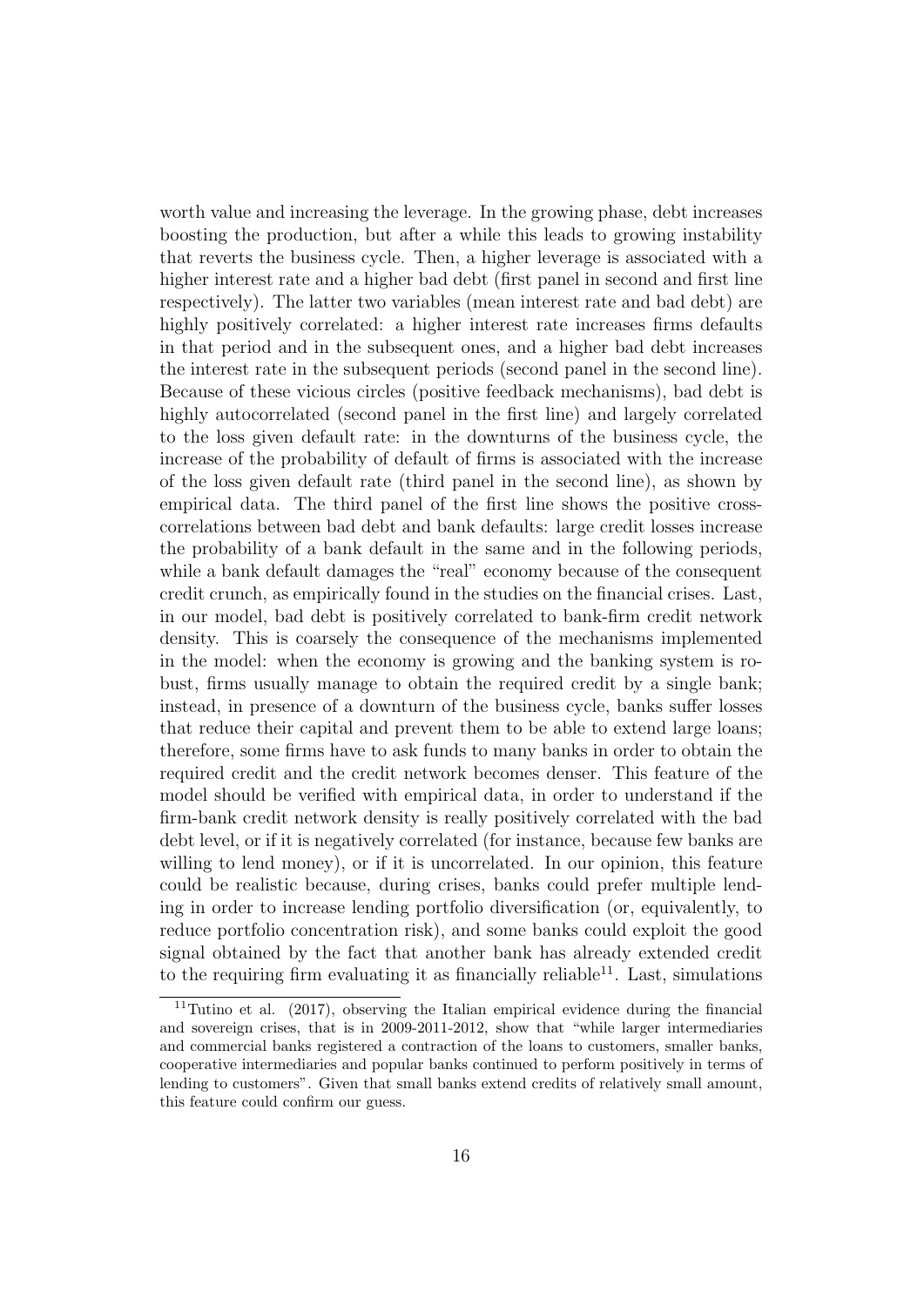worth value and increasing the leverage. In the growing phase, debt increases boosting the production, but after a while this leads to growing instability that reverts the business cycle. Then, a higher leverage is associated with a higher interest rate and a higher bad debt (first panel in second and first line respectively). The latter two variables (mean interest rate and bad debt) are highly positively correlated: a higher interest rate increases firms defaults in that period and in the subsequent ones, and a higher bad debt increases the interest rate in the subsequent periods (second panel in the second line). Because of these vicious circles (positive feedback mechanisms), bad debt is highly autocorrelated (second panel in the first line) and largely correlated to the loss given default rate: in the downturns of the business cycle, the increase of the probability of default of firms is associated with the increase of the loss given default rate (third panel in the second line), as shown by empirical data. The third panel of the first line shows the positive cross-correlations between bad debt and bank defaults: large credit losses increase the probability of a bank default in the same and in the following periods, while a bank default damages the "real" economy because of the consequent credit crunch, as empirically found in the studies on the financial crises. Last, in our model, bad debt is positively correlated to bank-firm credit network density. This is coarsely the consequence of the mechanisms implemented in the model: when the economy is growing and the banking system is robust, firms usually manage to obtain the required credit by a single bank; instead, in presence of a downturn of the business cycle, banks suffer losses that reduce their capital and prevent them to be able to extend large loans; therefore, some firms have to ask funds to many banks in order to obtain the required credit and the credit network becomes denser. This feature of the model should be verified with empirical data, in order to understand if the firm-bank credit network density is really positively correlated with the bad debt level, or if it is negatively correlated (for instance, because few banks are willing to lend money), or if it is uncorrelated. In our opinion, this feature could be realistic because, during crises, banks could prefer multiple lending in order to increase lending portfolio diversification (or, equivalently, to reduce portfolio concentration risk), and some banks could exploit the good signal obtained by the fact that another bank has already extended credit to the requiring firm evaluating it as financially reliable[11]. Last, simulations

[11] Tutino et al. (2017), observing the Italian empirical evidence during the financial and sovereign crises, that is in 2009-2011-2012, show that "while larger intermediaries and commercial banks registered a contraction of the loans to customers, smaller banks, cooperative intermediaries and popular banks continued to perform positively in terms of lending to customers". Given that small banks extend credits of relatively small amount, this feature could confirm our guess.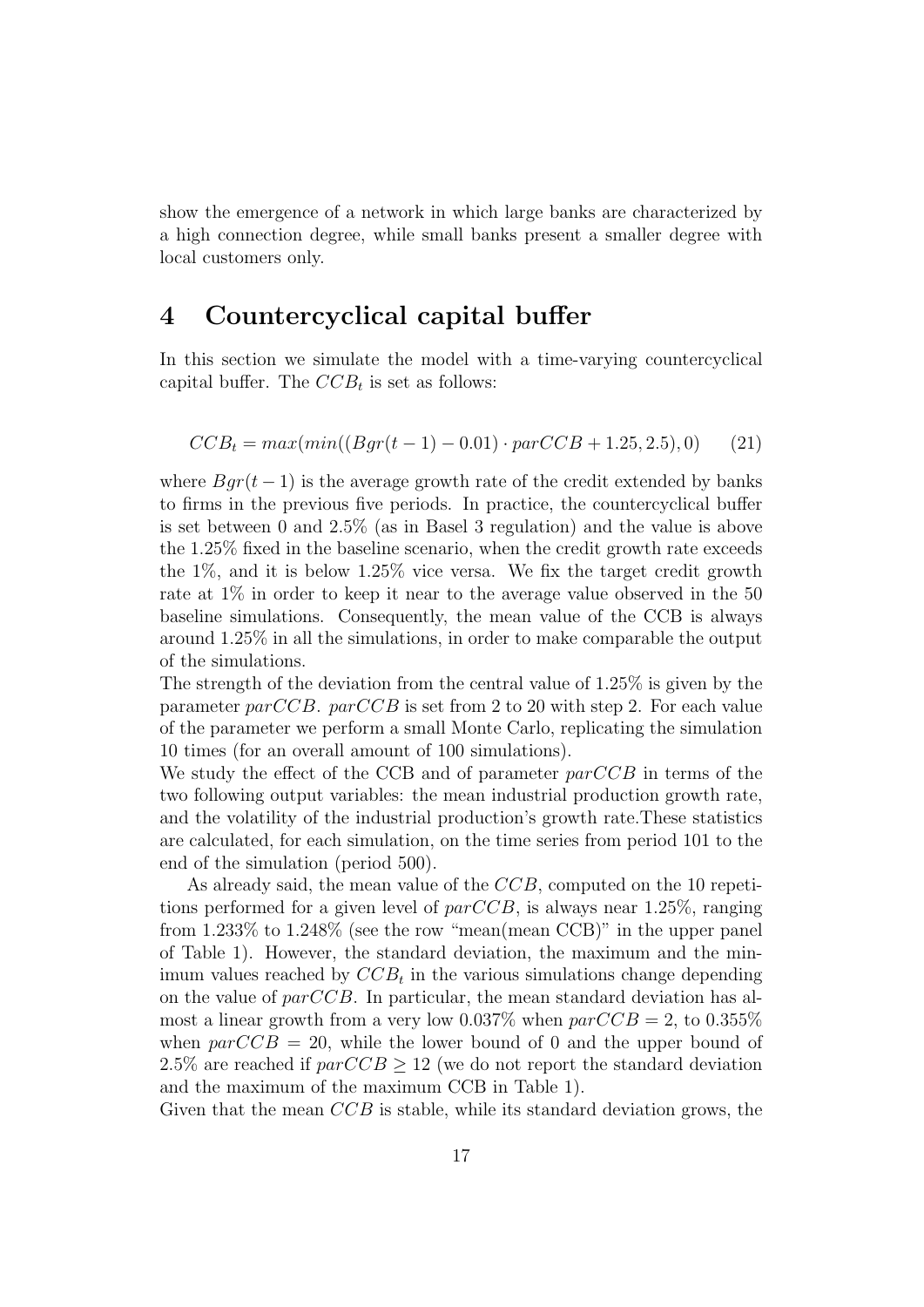show the emergence of a network in which large banks are characterized by a high connection degree, while small banks present a smaller degree with local customers only.

# 4 Countercyclical capital buffer

In this section we simulate the model with a time-varying countercyclical capital buffer. The $CCB_t$ is set as follows:

$$CCB_t = max(min((Bgr(t-1) - 0.01) \cdot parCCB + 1.25, 2.5), 0) \qquad (21)$$

where $Bgr(t-1)$ is the average growth rate of the credit extended by banks to firms in the previous five periods. In practice, the countercyclical buffer is set between 0 and 2.5% (as in Basel 3 regulation) and the value is above the 1.25% fixed in the baseline scenario, when the credit growth rate exceeds the 1%, and it is below 1.25% vice versa. We fix the target credit growth rate at 1% in order to keep it near to the average value observed in the 50 baseline simulations. Consequently, the mean value of the CCB is always around 1.25% in all the simulations, in order to make comparable the output of the simulations.
The strength of the deviation from the central value of 1.25% is given by the parameter $parCCB$. $parCCB$ is set from 2 to 20 with step 2. For each value of the parameter we perform a small Monte Carlo, replicating the simulation 10 times (for an overall amount of 100 simulations).
We study the effect of the CCB and of parameter $parCCB$ in terms of the two following output variables: the mean industrial production growth rate, and the volatility of the industrial production's growth rate.These statistics are calculated, for each simulation, on the time series from period 101 to the end of the simulation (period 500).

As already said, the mean value of the $CCB$, computed on the 10 repetitions performed for a given level of $parCCB$, is always near 1.25%, ranging from 1.233% to 1.248% (see the row "mean(mean CCB)" in the upper panel of Table 1). However, the standard deviation, the maximum and the minimum values reached by $CCB_t$ in the various simulations change depending on the value of $parCCB$. In particular, the mean standard deviation has almost a linear growth from a very low 0.037% when $parCCB = 2$, to 0.355% when $parCCB = 20$, while the lower bound of 0 and the upper bound of 2.5% are reached if $parCCB \geq 12$ (we do not report the standard deviation and the maximum of the maximum CCB in Table 1).
Given that the mean $CCB$ is stable, while its standard deviation grows, the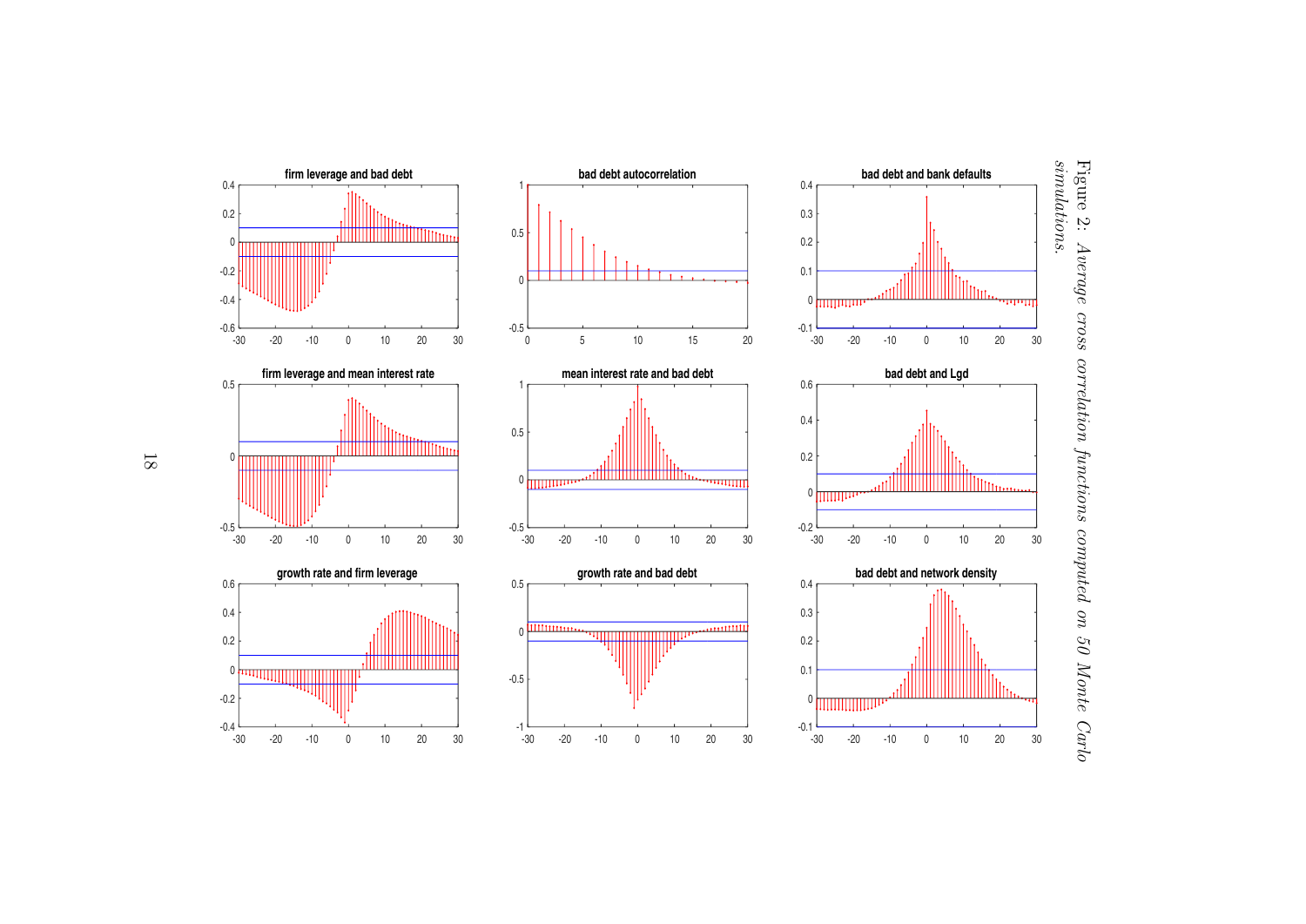Figure 2: *Average cross correlation functions computed on 50 Monte Carlo simulations.*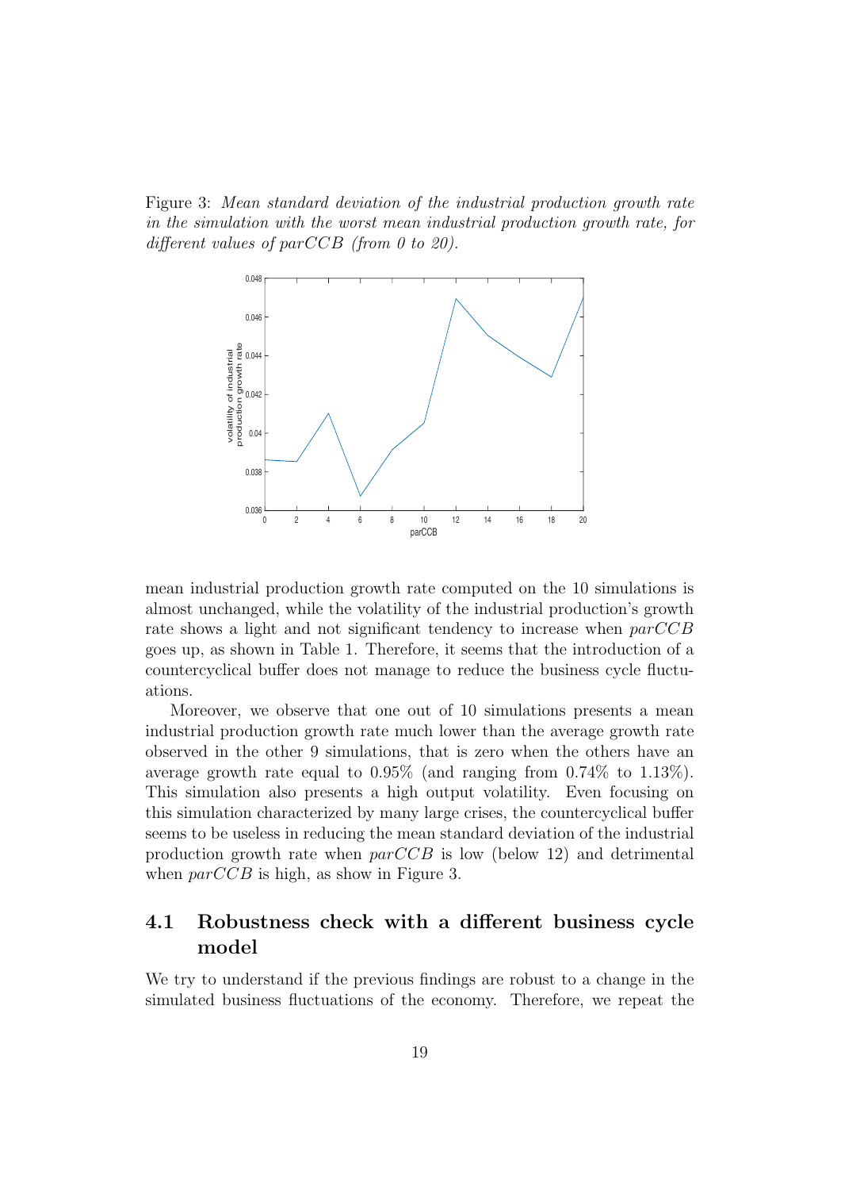Figure 3: *Mean standard deviation of the industrial production growth rate in the simulation with the worst mean industrial production growth rate, for different values of parCCB (from 0 to 20).*

mean industrial production growth rate computed on the 10 simulations is almost unchanged, while the volatility of the industrial production's growth rate shows a light and not significant tendency to increase when *parCCB* goes up, as shown in Table 1. Therefore, it seems that the introduction of a countercyclical buffer does not manage to reduce the business cycle fluctuations.

Moreover, we observe that one out of 10 simulations presents a mean industrial production growth rate much lower than the average growth rate observed in the other 9 simulations, that is zero when the others have an average growth rate equal to 0.95% (and ranging from 0.74% to 1.13%). This simulation also presents a high output volatility. Even focusing on this simulation characterized by many large crises, the countercyclical buffer seems to be useless in reducing the mean standard deviation of the industrial production growth rate when *parCCB* is low (below 12) and detrimental when *parCCB* is high, as show in Figure 3.

## 4.1 Robustness check with a different business cycle model

We try to understand if the previous findings are robust to a change in the simulated business fluctuations of the economy. Therefore, we repeat the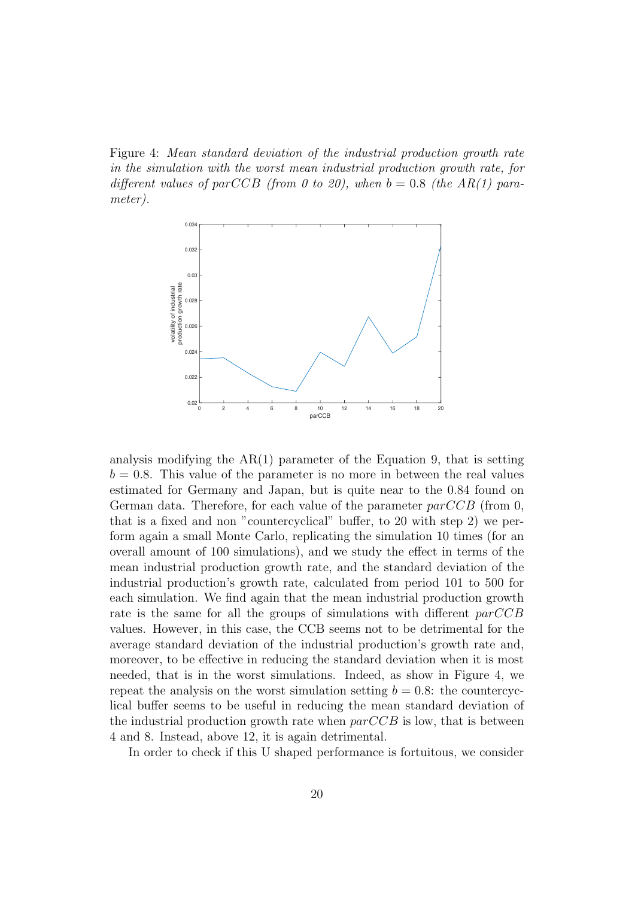Figure 4: *Mean standard deviation of the industrial production growth rate in the simulation with the worst mean industrial production growth rate, for different values of parCCB (from 0 to 20), when* $b = 0.8$ *(the AR(1) parameter).*

analysis modifying the AR(1) parameter of the Equation 9, that is setting $b = 0.8$. This value of the parameter is no more in between the real values estimated for Germany and Japan, but is quite near to the 0.84 found on German data. Therefore, for each value of the parameter $parCCB$ (from 0, that is a fixed and non "countercyclical" buffer, to 20 with step 2) we perform again a small Monte Carlo, replicating the simulation 10 times (for an overall amount of 100 simulations), and we study the effect in terms of the mean industrial production growth rate, and the standard deviation of the industrial production's growth rate, calculated from period 101 to 500 for each simulation. We find again that the mean industrial production growth rate is the same for all the groups of simulations with different $parCCB$ values. However, in this case, the CCB seems not to be detrimental for the average standard deviation of the industrial production's growth rate and, moreover, to be effective in reducing the standard deviation when it is most needed, that is in the worst simulations. Indeed, as show in Figure 4, we repeat the analysis on the worst simulation setting $b = 0.8$: the countercyclical buffer seems to be useful in reducing the mean standard deviation of the industrial production growth rate when $parCCB$ is low, that is between 4 and 8. Instead, above 12, it is again detrimental.

In order to check if this U shaped performance is fortuitous, we consider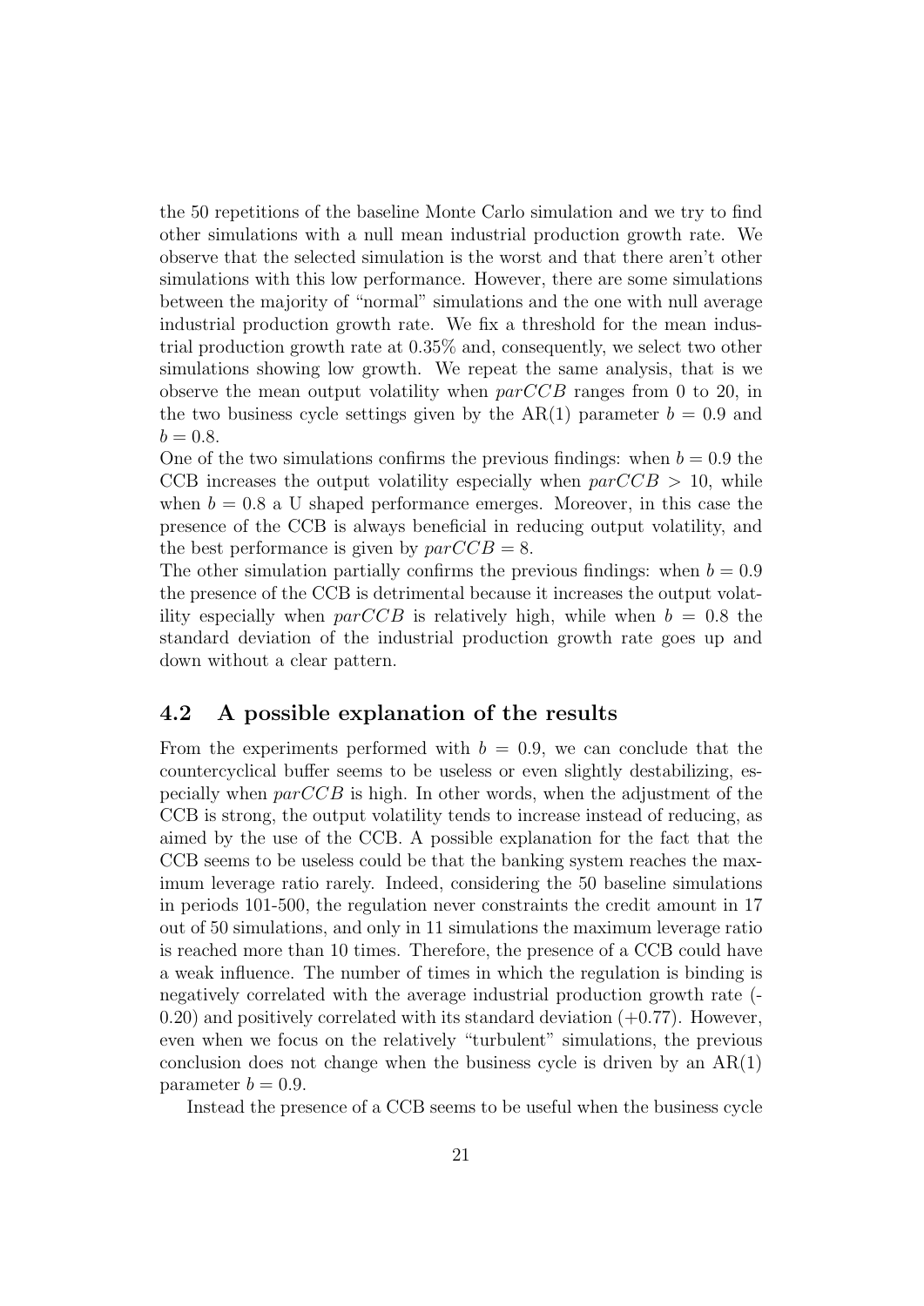the 50 repetitions of the baseline Monte Carlo simulation and we try to find other simulations with a null mean industrial production growth rate. We observe that the selected simulation is the worst and that there aren't other simulations with this low performance. However, there are some simulations between the majority of "normal" simulations and the one with null average industrial production growth rate. We fix a threshold for the mean industrial production growth rate at 0.35% and, consequently, we select two other simulations showing low growth. We repeat the same analysis, that is we observe the mean output volatility when $parCCB$ ranges from 0 to 20, in the two business cycle settings given by the AR(1) parameter $b = 0.9$ and $b = 0.8$.

One of the two simulations confirms the previous findings: when $b = 0.9$ the CCB increases the output volatility especially when $parCCB > 10$, while when $b = 0.8$ a U shaped performance emerges. Moreover, in this case the presence of the CCB is always beneficial in reducing output volatility, and the best performance is given by $parCCB = 8$.

The other simulation partially confirms the previous findings: when $b = 0.9$ the presence of the CCB is detrimental because it increases the output volatility especially when $parCCB$ is relatively high, while when $b = 0.8$ the standard deviation of the industrial production growth rate goes up and down without a clear pattern.

## 4.2 A possible explanation of the results

From the experiments performed with $b = 0.9$, we can conclude that the countercyclical buffer seems to be useless or even slightly destabilizing, especially when $parCCB$ is high. In other words, when the adjustment of the CCB is strong, the output volatility tends to increase instead of reducing, as aimed by the use of the CCB. A possible explanation for the fact that the CCB seems to be useless could be that the banking system reaches the maximum leverage ratio rarely. Indeed, considering the 50 baseline simulations in periods 101-500, the regulation never constraints the credit amount in 17 out of 50 simulations, and only in 11 simulations the maximum leverage ratio is reached more than 10 times. Therefore, the presence of a CCB could have a weak influence. The number of times in which the regulation is binding is negatively correlated with the average industrial production growth rate (-0.20) and positively correlated with its standard deviation (+0.77). However, even when we focus on the relatively "turbulent" simulations, the previous conclusion does not change when the business cycle is driven by an AR(1) parameter $b = 0.9$.

Instead the presence of a CCB seems to be useful when the business cycle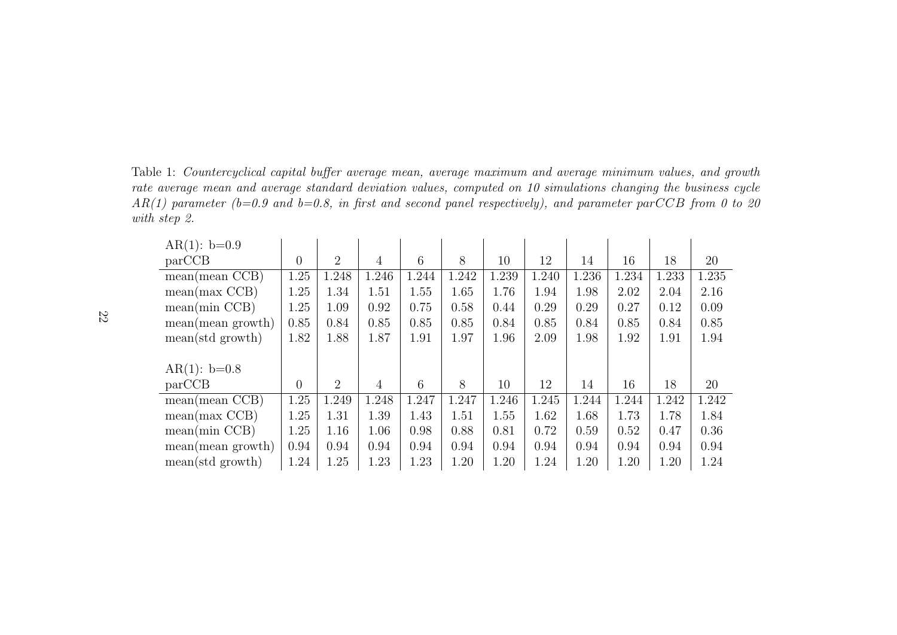Table 1: *Countercyclical capital buffer average mean, average maximum and average minimum values, and growth rate average mean and average standard deviation values, computed on 10 simulations changing the business cycle AR(1) parameter (b=0.9 and b=0.8, in first and second panel respectively), and parameter parCCB from 0 to 20 with step 2.*

| AR(1): b=0.9 | | | | | | | | | | | |
|---|---|---|---|---|---|---|---|---|---|---|---|
| parCCB | 0 | 2 | 4 | 6 | 8 | 10 | 12 | 14 | 16 | 18 | 20 |
| mean(mean CCB) | 1.25 | 1.248 | 1.246 | 1.244 | 1.242 | 1.239 | 1.240 | 1.236 | 1.234 | 1.233 | 1.235 |
| mean(max CCB) | 1.25 | 1.34 | 1.51 | 1.55 | 1.65 | 1.76 | 1.94 | 1.98 | 2.02 | 2.04 | 2.16 |
| mean(min CCB) | 1.25 | 1.09 | 0.92 | 0.75 | 0.58 | 0.44 | 0.29 | 0.29 | 0.27 | 0.12 | 0.09 |
| mean(mean growth) | 0.85 | 0.84 | 0.85 | 0.85 | 0.85 | 0.84 | 0.85 | 0.84 | 0.85 | 0.84 | 0.85 |
| mean(std growth) | 1.82 | 1.88 | 1.87 | 1.91 | 1.97 | 1.96 | 2.09 | 1.98 | 1.92 | 1.91 | 1.94 |

| AR(1): b=0.8 | | | | | | | | | | | |
|---|---|---|---|---|---|---|---|---|---|---|---|
| parCCB | 0 | 2 | 4 | 6 | 8 | 10 | 12 | 14 | 16 | 18 | 20 |
| mean(mean CCB) | 1.25 | 1.249 | 1.248 | 1.247 | 1.247 | 1.246 | 1.245 | 1.244 | 1.244 | 1.242 | 1.242 |
| mean(max CCB) | 1.25 | 1.31 | 1.39 | 1.43 | 1.51 | 1.55 | 1.62 | 1.68 | 1.73 | 1.78 | 1.84 |
| mean(min CCB) | 1.25 | 1.16 | 1.06 | 0.98 | 0.88 | 0.81 | 0.72 | 0.59 | 0.52 | 0.47 | 0.36 |
| mean(mean growth) | 0.94 | 0.94 | 0.94 | 0.94 | 0.94 | 0.94 | 0.94 | 0.94 | 0.94 | 0.94 | 0.94 |
| mean(std growth) | 1.24 | 1.25 | 1.23 | 1.23 | 1.20 | 1.20 | 1.24 | 1.20 | 1.20 | 1.20 | 1.24 |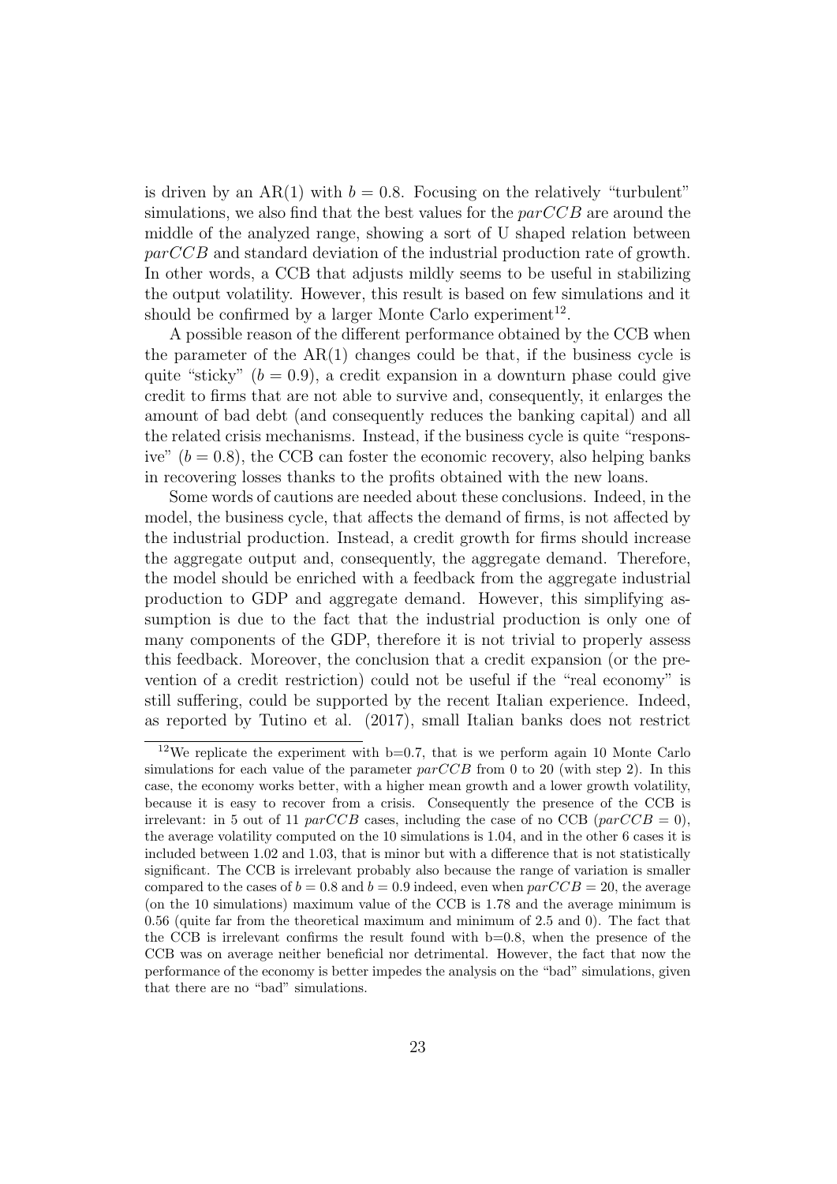is driven by an AR(1) with $b = 0.8$. Focusing on the relatively "turbulent" simulations, we also find that the best values for the $parCCB$ are around the middle of the analyzed range, showing a sort of U shaped relation between $parCCB$ and standard deviation of the industrial production rate of growth. In other words, a CCB that adjusts mildly seems to be useful in stabilizing the output volatility. However, this result is based on few simulations and it should be confirmed by a larger Monte Carlo experiment[12].

A possible reason of the different performance obtained by the CCB when the parameter of the AR(1) changes could be that, if the business cycle is quite "sticky" ($b = 0.9$), a credit expansion in a downturn phase could give credit to firms that are not able to survive and, consequently, it enlarges the amount of bad debt (and consequently reduces the banking capital) and all the related crisis mechanisms. Instead, if the business cycle is quite "responsive" ($b = 0.8$), the CCB can foster the economic recovery, also helping banks in recovering losses thanks to the profits obtained with the new loans.

Some words of cautions are needed about these conclusions. Indeed, in the model, the business cycle, that affects the demand of firms, is not affected by the industrial production. Instead, a credit growth for firms should increase the aggregate output and, consequently, the aggregate demand. Therefore, the model should be enriched with a feedback from the aggregate industrial production to GDP and aggregate demand. However, this simplifying assumption is due to the fact that the industrial production is only one of many components of the GDP, therefore it is not trivial to properly assess this feedback. Moreover, the conclusion that a credit expansion (or the prevention of a credit restriction) could not be useful if the "real economy" is still suffering, could be supported by the recent Italian experience. Indeed, as reported by Tutino et al. (2017), small Italian banks does not restrict

---

[12] We replicate the experiment with b=0.7, that is we perform again 10 Monte Carlo simulations for each value of the parameter $parCCB$ from 0 to 20 (with step 2). In this case, the economy works better, with a higher mean growth and a lower growth volatility, because it is easy to recover from a crisis. Consequently the presence of the CCB is irrelevant: in 5 out of 11 $parCCB$ cases, including the case of no CCB ($parCCB = 0$), the average volatility computed on the 10 simulations is 1.04, and in the other 6 cases it is included between 1.02 and 1.03, that is minor but with a difference that is not statistically significant. The CCB is irrelevant probably also because the range of variation is smaller compared to the cases of $b = 0.8$ and $b = 0.9$ indeed, even when $parCCB = 20$, the average (on the 10 simulations) maximum value of the CCB is 1.78 and the average minimum is 0.56 (quite far from the theoretical maximum and minimum of 2.5 and 0). The fact that the CCB is irrelevant confirms the result found with b=0.8, when the presence of the CCB was on average neither beneficial nor detrimental. However, the fact that now the performance of the economy is better impedes the analysis on the "bad" simulations, given that there are no "bad" simulations.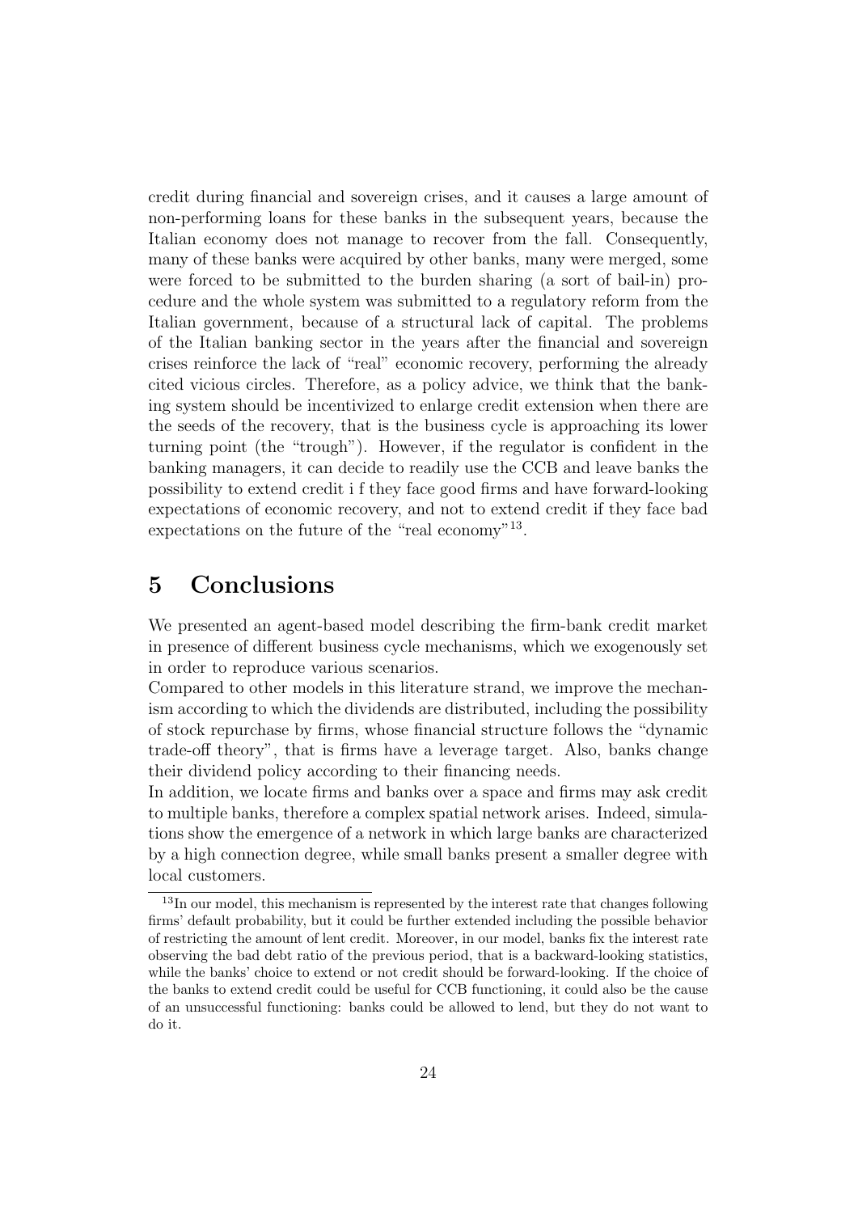credit during financial and sovereign crises, and it causes a large amount of non-performing loans for these banks in the subsequent years, because the Italian economy does not manage to recover from the fall. Consequently, many of these banks were acquired by other banks, many were merged, some were forced to be submitted to the burden sharing (a sort of bail-in) procedure and the whole system was submitted to a regulatory reform from the Italian government, because of a structural lack of capital. The problems of the Italian banking sector in the years after the financial and sovereign crises reinforce the lack of "real" economic recovery, performing the already cited vicious circles. Therefore, as a policy advice, we think that the banking system should be incentivized to enlarge credit extension when there are the seeds of the recovery, that is the business cycle is approaching its lower turning point (the "trough"). However, if the regulator is confident in the banking managers, it can decide to readily use the CCB and leave banks the possibility to extend credit i f they face good firms and have forward-looking expectations of economic recovery, and not to extend credit if they face bad expectations on the future of the "real economy"[13].

# 5 Conclusions

We presented an agent-based model describing the firm-bank credit market in presence of different business cycle mechanisms, which we exogenously set in order to reproduce various scenarios.

Compared to other models in this literature strand, we improve the mechanism according to which the dividends are distributed, including the possibility of stock repurchase by firms, whose financial structure follows the "dynamic trade-off theory", that is firms have a leverage target. Also, banks change their dividend policy according to their financing needs.

In addition, we locate firms and banks over a space and firms may ask credit to multiple banks, therefore a complex spatial network arises. Indeed, simulations show the emergence of a network in which large banks are characterized by a high connection degree, while small banks present a smaller degree with local customers.

[13] In our model, this mechanism is represented by the interest rate that changes following firms' default probability, but it could be further extended including the possible behavior of restricting the amount of lent credit. Moreover, in our model, banks fix the interest rate observing the bad debt ratio of the previous period, that is a backward-looking statistics, while the banks' choice to extend or not credit should be forward-looking. If the choice of the banks to extend credit could be useful for CCB functioning, it could also be the cause of an unsuccessful functioning: banks could be allowed to lend, but they do not want to do it.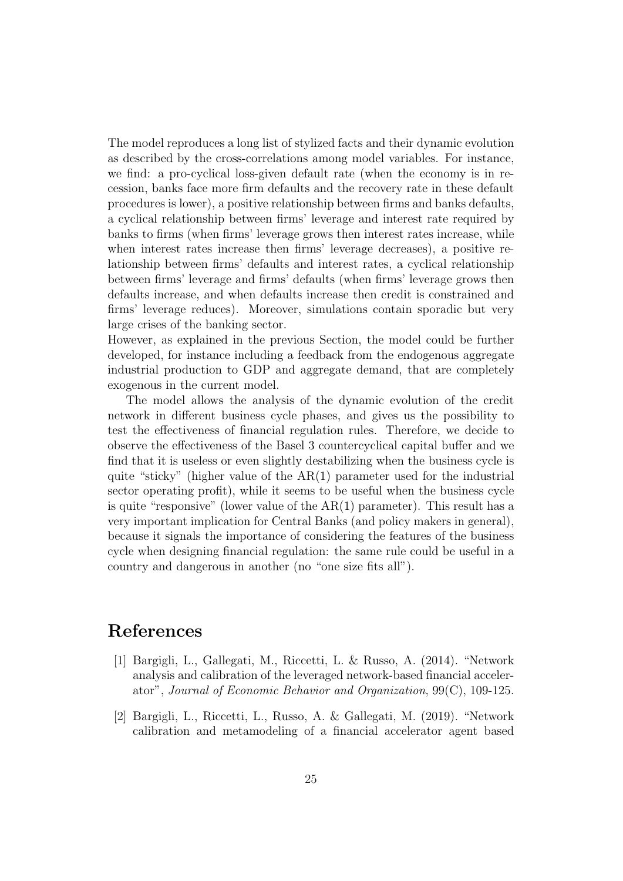The model reproduces a long list of stylized facts and their dynamic evolution as described by the cross-correlations among model variables. For instance, we find: a pro-cyclical loss-given default rate (when the economy is in recession, banks face more firm defaults and the recovery rate in these default procedures is lower), a positive relationship between firms and banks defaults, a cyclical relationship between firms' leverage and interest rate required by banks to firms (when firms' leverage grows then interest rates increase, while when interest rates increase then firms' leverage decreases), a positive relationship between firms' defaults and interest rates, a cyclical relationship between firms' leverage and firms' defaults (when firms' leverage grows then defaults increase, and when defaults increase then credit is constrained and firms' leverage reduces). Moreover, simulations contain sporadic but very large crises of the banking sector.
However, as explained in the previous Section, the model could be further developed, for instance including a feedback from the endogenous aggregate industrial production to GDP and aggregate demand, that are completely exogenous in the current model.

The model allows the analysis of the dynamic evolution of the credit network in different business cycle phases, and gives us the possibility to test the effectiveness of financial regulation rules. Therefore, we decide to observe the effectiveness of the Basel 3 countercyclical capital buffer and we find that it is useless or even slightly destabilizing when the business cycle is quite "sticky" (higher value of the AR(1) parameter used for the industrial sector operating profit), while it seems to be useful when the business cycle is quite "responsive" (lower value of the AR(1) parameter). This result has a very important implication for Central Banks (and policy makers in general), because it signals the importance of considering the features of the business cycle when designing financial regulation: the same rule could be useful in a country and dangerous in another (no "one size fits all").

# References

[1] Bargigli, L., Gallegati, M., Riccetti, L. & Russo, A. (2014). "Network analysis and calibration of the leveraged network-based financial accelerator", *Journal of Economic Behavior and Organization*, 99(C), 109-125.

[2] Bargigli, L., Riccetti, L., Russo, A. & Gallegati, M. (2019). "Network calibration and metamodeling of a financial accelerator agent based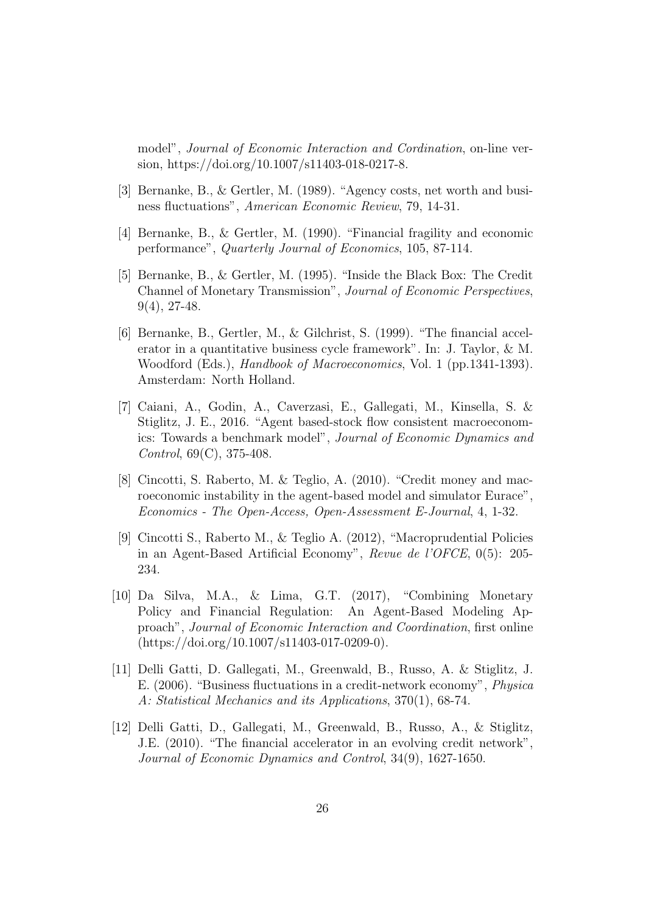model", *Journal of Economic Interaction and Cordination*, on-line version, https://doi.org/10.1007/s11403-018-0217-8.

[3] Bernanke, B., & Gertler, M. (1989). "Agency costs, net worth and business fluctuations", *American Economic Review*, 79, 14-31.

[4] Bernanke, B., & Gertler, M. (1990). "Financial fragility and economic performance", *Quarterly Journal of Economics*, 105, 87-114.

[5] Bernanke, B., & Gertler, M. (1995). "Inside the Black Box: The Credit Channel of Monetary Transmission", *Journal of Economic Perspectives*, 9(4), 27-48.

[6] Bernanke, B., Gertler, M., & Gilchrist, S. (1999). "The financial accelerator in a quantitative business cycle framework". In: J. Taylor, & M. Woodford (Eds.), *Handbook of Macroeconomics*, Vol. 1 (pp.1341-1393). Amsterdam: North Holland.

[7] Caiani, A., Godin, A., Caverzasi, E., Gallegati, M., Kinsella, S. & Stiglitz, J. E., 2016. "Agent based-stock flow consistent macroeconomics: Towards a benchmark model", *Journal of Economic Dynamics and Control*, 69(C), 375-408.

[8] Cincotti, S. Raberto, M. & Teglio, A. (2010). "Credit money and macroeconomic instability in the agent-based model and simulator Eurace", *Economics - The Open-Access, Open-Assessment E-Journal*, 4, 1-32.

[9] Cincotti S., Raberto M., & Teglio A. (2012), "Macroprudential Policies in an Agent-Based Artificial Economy", *Revue de l'OFCE*, 0(5): 205-234.

[10] Da Silva, M.A., & Lima, G.T. (2017), "Combining Monetary Policy and Financial Regulation: An Agent-Based Modeling Approach", *Journal of Economic Interaction and Coordination*, first online (https://doi.org/10.1007/s11403-017-0209-0).

[11] Delli Gatti, D. Gallegati, M., Greenwald, B., Russo, A. & Stiglitz, J. E. (2006). "Business fluctuations in a credit-network economy", *Physica A: Statistical Mechanics and its Applications*, 370(1), 68-74.

[12] Delli Gatti, D., Gallegati, M., Greenwald, B., Russo, A., & Stiglitz, J.E. (2010). "The financial accelerator in an evolving credit network", *Journal of Economic Dynamics and Control*, 34(9), 1627-1650.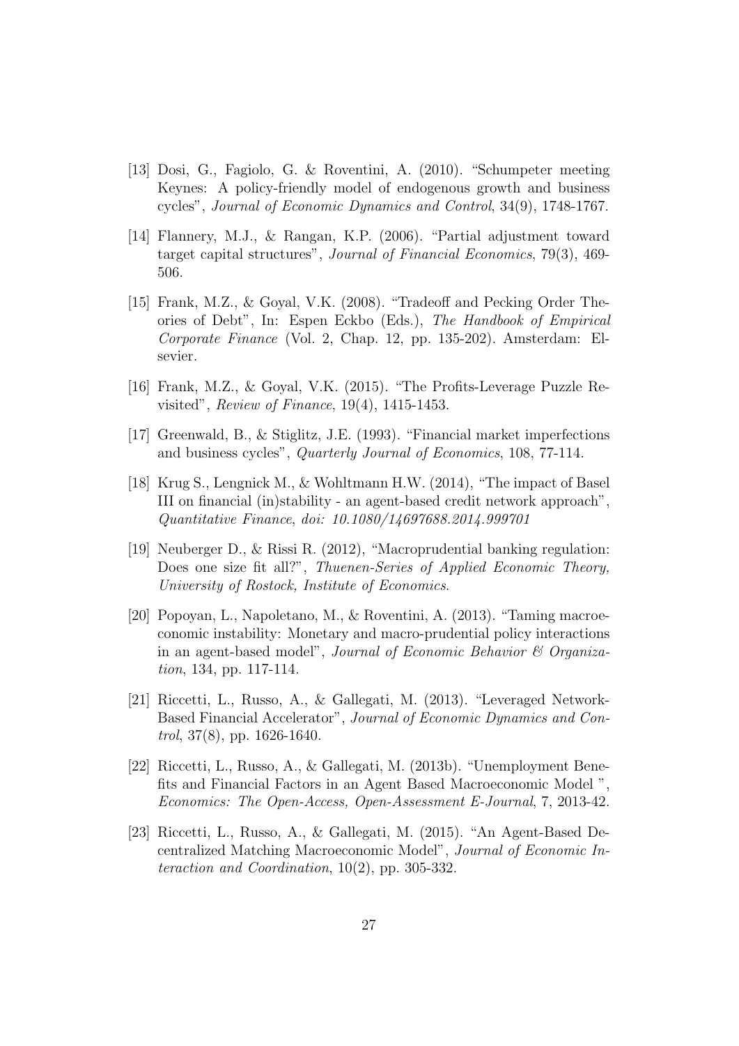[13] Dosi, G., Fagiolo, G. & Roventini, A. (2010). "Schumpeter meeting Keynes: A policy-friendly model of endogenous growth and business cycles", *Journal of Economic Dynamics and Control*, 34(9), 1748-1767.

[14] Flannery, M.J., & Rangan, K.P. (2006). "Partial adjustment toward target capital structures", *Journal of Financial Economics*, 79(3), 469-506.

[15] Frank, M.Z., & Goyal, V.K. (2008). "Tradeoff and Pecking Order Theories of Debt", In: Espen Eckbo (Eds.), *The Handbook of Empirical Corporate Finance* (Vol. 2, Chap. 12, pp. 135-202). Amsterdam: Elsevier.

[16] Frank, M.Z., & Goyal, V.K. (2015). "The Profits-Leverage Puzzle Revisited", *Review of Finance*, 19(4), 1415-1453.

[17] Greenwald, B., & Stiglitz, J.E. (1993). "Financial market imperfections and business cycles", *Quarterly Journal of Economics*, 108, 77-114.

[18] Krug S., Lengnick M., & Wohltmann H.W. (2014), "The impact of Basel III on financial (in)stability - an agent-based credit network approach", *Quantitative Finance, doi: 10.1080/14697688.2014.999701*

[19] Neuberger D., & Rissi R. (2012), "Macroprudential banking regulation: Does one size fit all?", *Thuenen-Series of Applied Economic Theory, University of Rostock, Institute of Economics*.

[20] Popoyan, L., Napoletano, M., & Roventini, A. (2013). "Taming macroeconomic instability: Monetary and macro-prudential policy interactions in an agent-based model", *Journal of Economic Behavior & Organization*, 134, pp. 117-114.

[21] Riccetti, L., Russo, A., & Gallegati, M. (2013). "Leveraged Network-Based Financial Accelerator", *Journal of Economic Dynamics and Control*, 37(8), pp. 1626-1640.

[22] Riccetti, L., Russo, A., & Gallegati, M. (2013b). "Unemployment Benefits and Financial Factors in an Agent Based Macroeconomic Model ", *Economics: The Open-Access, Open-Assessment E-Journal*, 7, 2013-42.

[23] Riccetti, L., Russo, A., & Gallegati, M. (2015). "An Agent-Based Decentralized Matching Macroeconomic Model", *Journal of Economic Interaction and Coordination*, 10(2), pp. 305-332.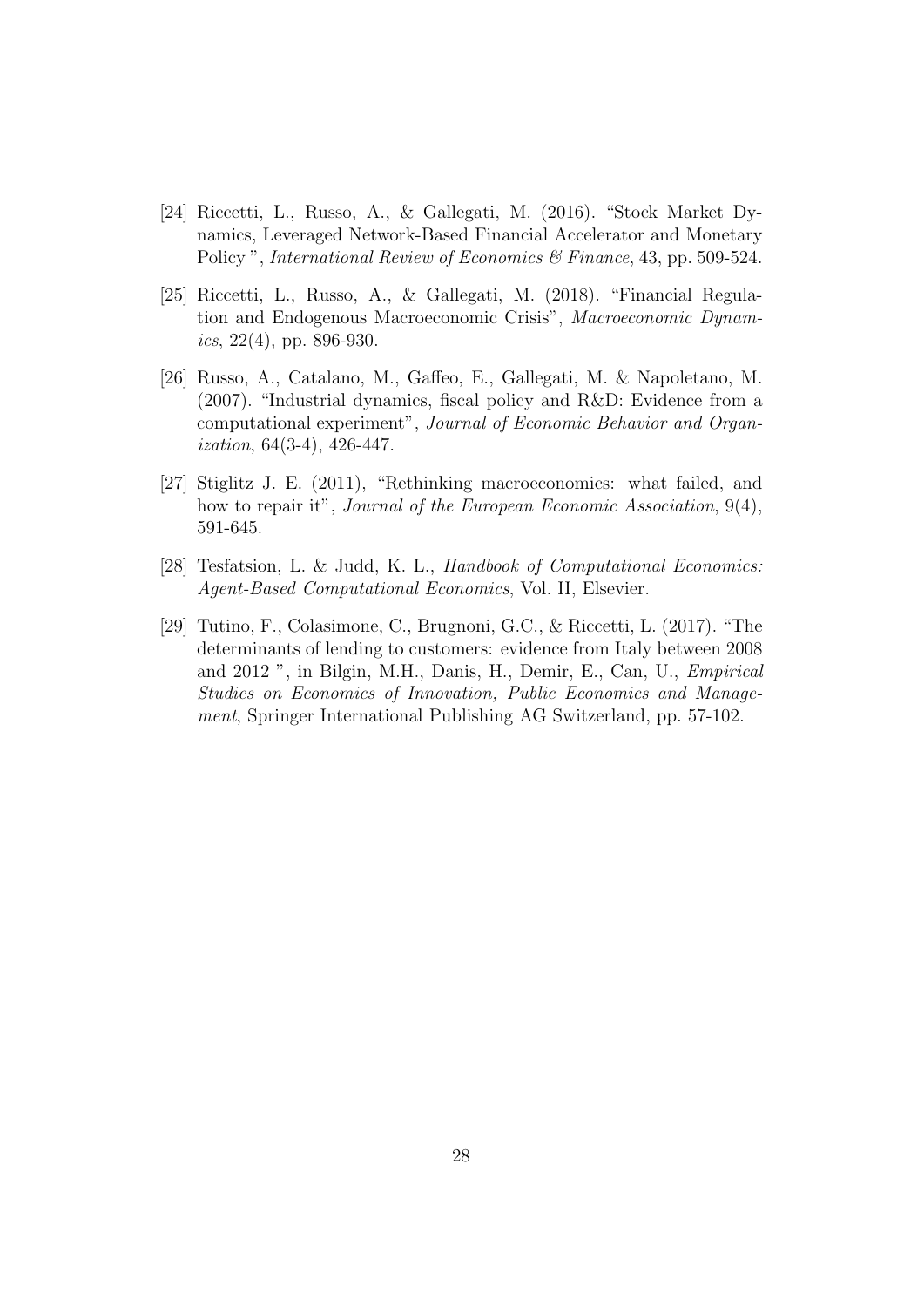[24] Riccetti, L., Russo, A., & Gallegati, M. (2016). "Stock Market Dynamics, Leveraged Network-Based Financial Accelerator and Monetary Policy ", *International Review of Economics & Finance*, 43, pp. 509-524.

[25] Riccetti, L., Russo, A., & Gallegati, M. (2018). "Financial Regulation and Endogenous Macroeconomic Crisis", *Macroeconomic Dynamics*, 22(4), pp. 896-930.

[26] Russo, A., Catalano, M., Gaffeo, E., Gallegati, M. & Napoletano, M. (2007). "Industrial dynamics, fiscal policy and R&D: Evidence from a computational experiment", *Journal of Economic Behavior and Organization*, 64(3-4), 426-447.

[27] Stiglitz J. E. (2011), "Rethinking macroeconomics: what failed, and how to repair it", *Journal of the European Economic Association*, 9(4), 591-645.

[28] Tesfatsion, L. & Judd, K. L., *Handbook of Computational Economics: Agent-Based Computational Economics*, Vol. II, Elsevier.

[29] Tutino, F., Colasimone, C., Brugnoni, G.C., & Riccetti, L. (2017). "The determinants of lending to customers: evidence from Italy between 2008 and 2012 ", in Bilgin, M.H., Danis, H., Demir, E., Can, U., *Empirical Studies on Economics of Innovation, Public Economics and Management*, Springer International Publishing AG Switzerland, pp. 57-102.